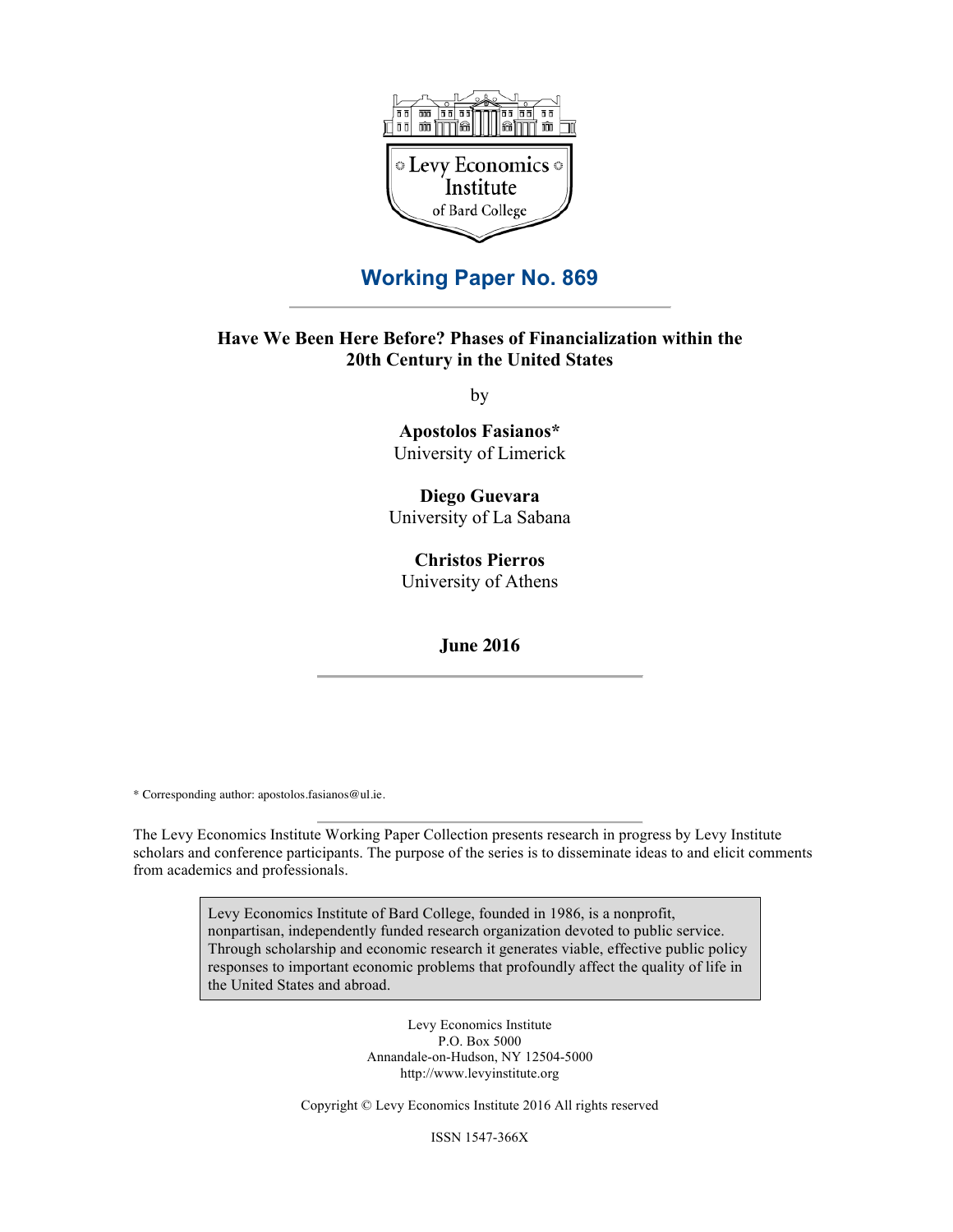Levy Economics Institute of Bard College

## Working Paper No. 869

### Have We Been Here Before? Phases of Financialization within the 20th Century in the United States

by

**Apostolos Fasianos***
University of Limerick

**Diego Guevara**
University of La Sabana

**Christos Pierros**
University of Athens

**June 2016**

* Corresponding author: apostolos.fasianos@ul.ie.

The Levy Economics Institute Working Paper Collection presents research in progress by Levy Institute scholars and conference participants. The purpose of the series is to disseminate ideas to and elicit comments from academics and professionals.

Levy Economics Institute of Bard College, founded in 1986, is a nonprofit, nonpartisan, independently funded research organization devoted to public service. Through scholarship and economic research it generates viable, effective public policy responses to important economic problems that profoundly affect the quality of life in the United States and abroad.

Levy Economics Institute
P.O. Box 5000
Annandale-on-Hudson, NY 12504-5000
http://www.levyinstitute.org

Copyright © Levy Economics Institute 2016 All rights reserved

ISSN 1547-366X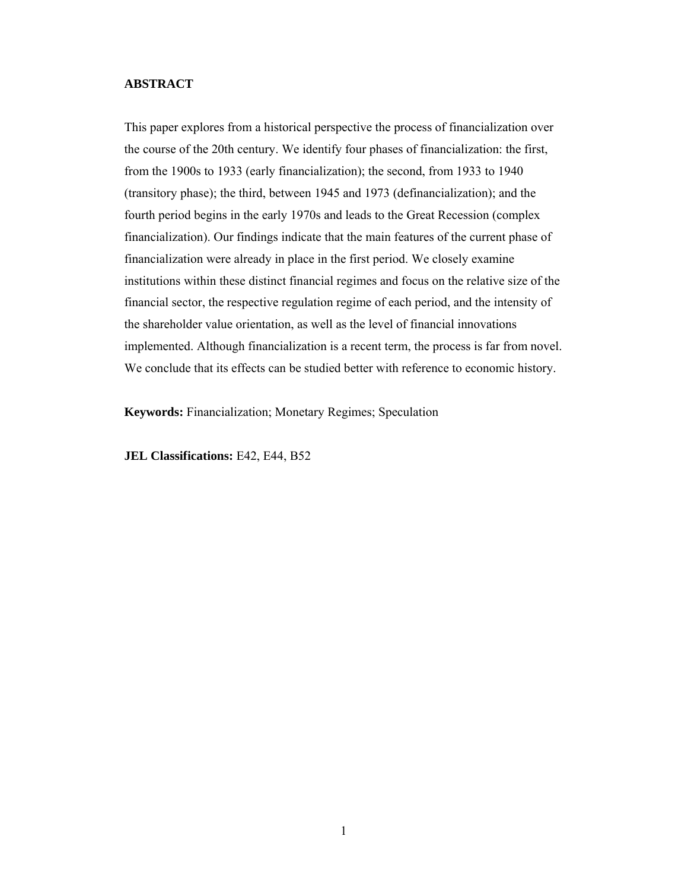**ABSTRACT**

This paper explores from a historical perspective the process of financialization over the course of the 20th century. We identify four phases of financialization: the first, from the 1900s to 1933 (early financialization); the second, from 1933 to 1940 (transitory phase); the third, between 1945 and 1973 (definancialization); and the fourth period begins in the early 1970s and leads to the Great Recession (complex financialization). Our findings indicate that the main features of the current phase of financialization were already in place in the first period. We closely examine institutions within these distinct financial regimes and focus on the relative size of the financial sector, the respective regulation regime of each period, and the intensity of the shareholder value orientation, as well as the level of financial innovations implemented. Although financialization is a recent term, the process is far from novel. We conclude that its effects can be studied better with reference to economic history.

**Keywords:** Financialization; Monetary Regimes; Speculation

**JEL Classifications:** E42, E44, B52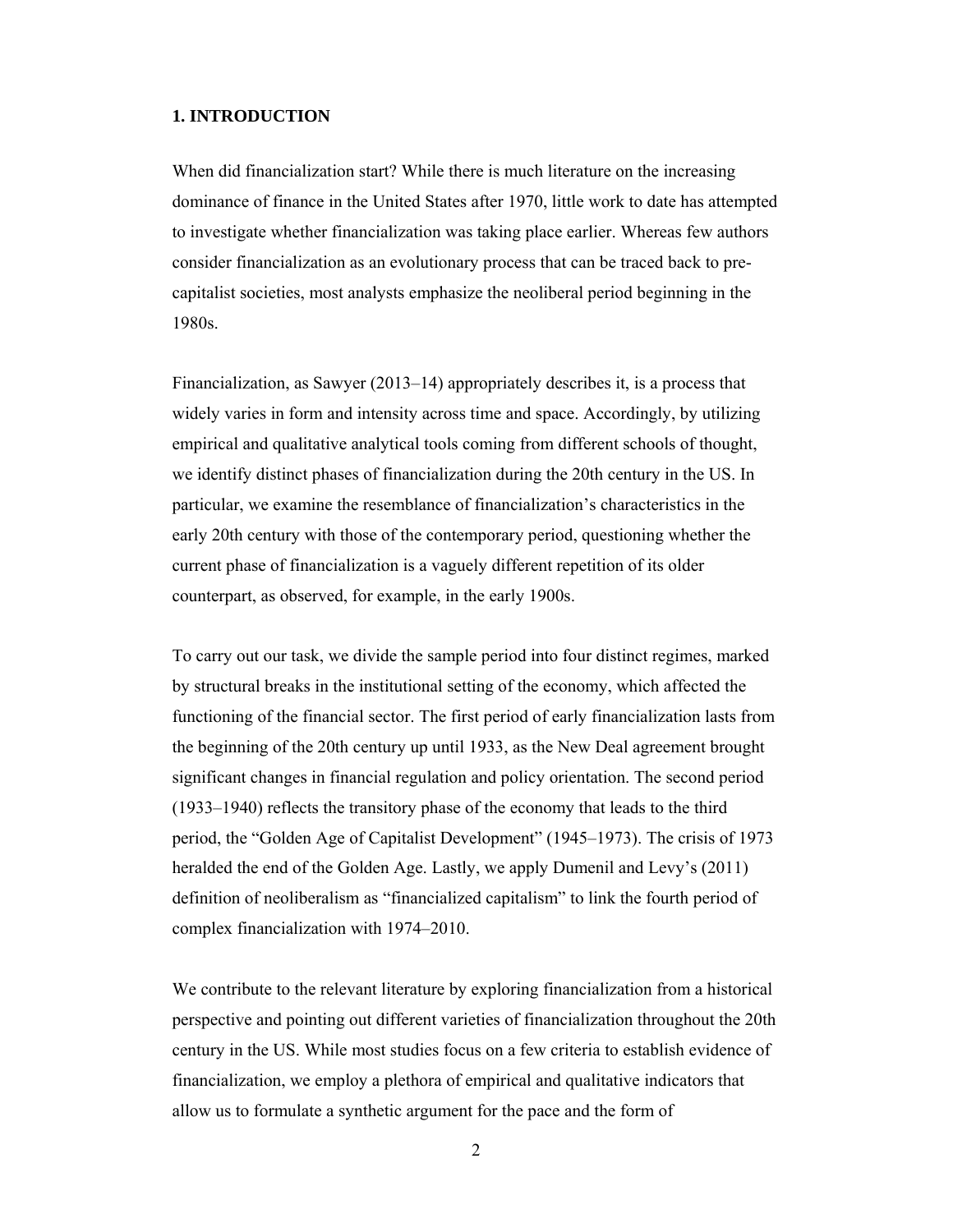## 1. INTRODUCTION

When did financialization start? While there is much literature on the increasing dominance of finance in the United States after 1970, little work to date has attempted to investigate whether financialization was taking place earlier. Whereas few authors consider financialization as an evolutionary process that can be traced back to pre-capitalist societies, most analysts emphasize the neoliberal period beginning in the 1980s.

Financialization, as Sawyer (2013–14) appropriately describes it, is a process that widely varies in form and intensity across time and space. Accordingly, by utilizing empirical and qualitative analytical tools coming from different schools of thought, we identify distinct phases of financialization during the 20th century in the US. In particular, we examine the resemblance of financialization's characteristics in the early 20th century with those of the contemporary period, questioning whether the current phase of financialization is a vaguely different repetition of its older counterpart, as observed, for example, in the early 1900s.

To carry out our task, we divide the sample period into four distinct regimes, marked by structural breaks in the institutional setting of the economy, which affected the functioning of the financial sector. The first period of early financialization lasts from the beginning of the 20th century up until 1933, as the New Deal agreement brought significant changes in financial regulation and policy orientation. The second period (1933–1940) reflects the transitory phase of the economy that leads to the third period, the "Golden Age of Capitalist Development" (1945–1973). The crisis of 1973 heralded the end of the Golden Age. Lastly, we apply Dumenil and Levy's (2011) definition of neoliberalism as "financialized capitalism" to link the fourth period of complex financialization with 1974–2010.

We contribute to the relevant literature by exploring financialization from a historical perspective and pointing out different varieties of financialization throughout the 20th century in the US. While most studies focus on a few criteria to establish evidence of financialization, we employ a plethora of empirical and qualitative indicators that allow us to formulate a synthetic argument for the pace and the form of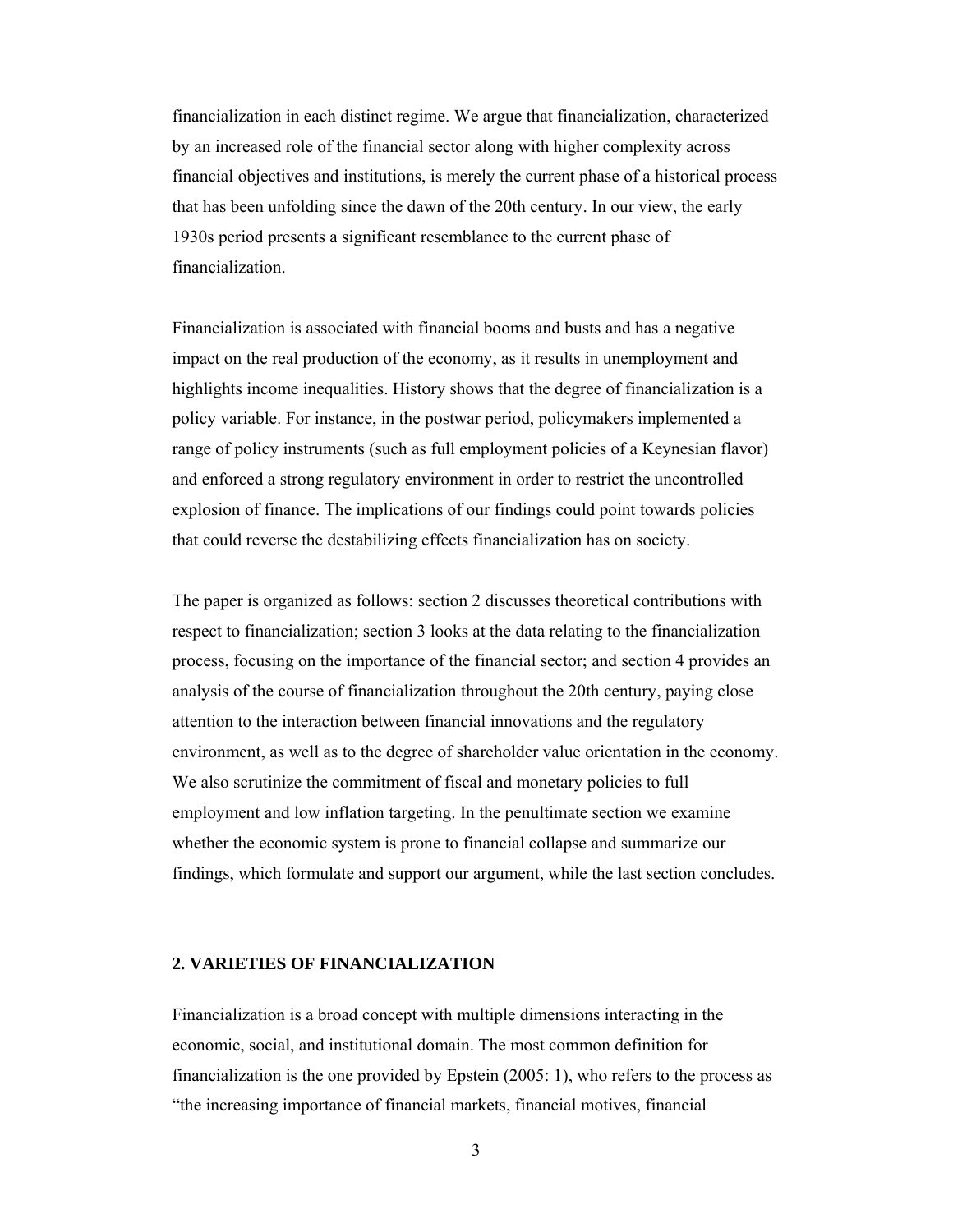financialization in each distinct regime. We argue that financialization, characterized by an increased role of the financial sector along with higher complexity across financial objectives and institutions, is merely the current phase of a historical process that has been unfolding since the dawn of the 20th century. In our view, the early 1930s period presents a significant resemblance to the current phase of financialization.

Financialization is associated with financial booms and busts and has a negative impact on the real production of the economy, as it results in unemployment and highlights income inequalities. History shows that the degree of financialization is a policy variable. For instance, in the postwar period, policymakers implemented a range of policy instruments (such as full employment policies of a Keynesian flavor) and enforced a strong regulatory environment in order to restrict the uncontrolled explosion of finance. The implications of our findings could point towards policies that could reverse the destabilizing effects financialization has on society.

The paper is organized as follows: section 2 discusses theoretical contributions with respect to financialization; section 3 looks at the data relating to the financialization process, focusing on the importance of the financial sector; and section 4 provides an analysis of the course of financialization throughout the 20th century, paying close attention to the interaction between financial innovations and the regulatory environment, as well as to the degree of shareholder value orientation in the economy. We also scrutinize the commitment of fiscal and monetary policies to full employment and low inflation targeting. In the penultimate section we examine whether the economic system is prone to financial collapse and summarize our findings, which formulate and support our argument, while the last section concludes.

## 2. VARIETIES OF FINANCIALIZATION

Financialization is a broad concept with multiple dimensions interacting in the economic, social, and institutional domain. The most common definition for financialization is the one provided by Epstein (2005: 1), who refers to the process as "the increasing importance of financial markets, financial motives, financial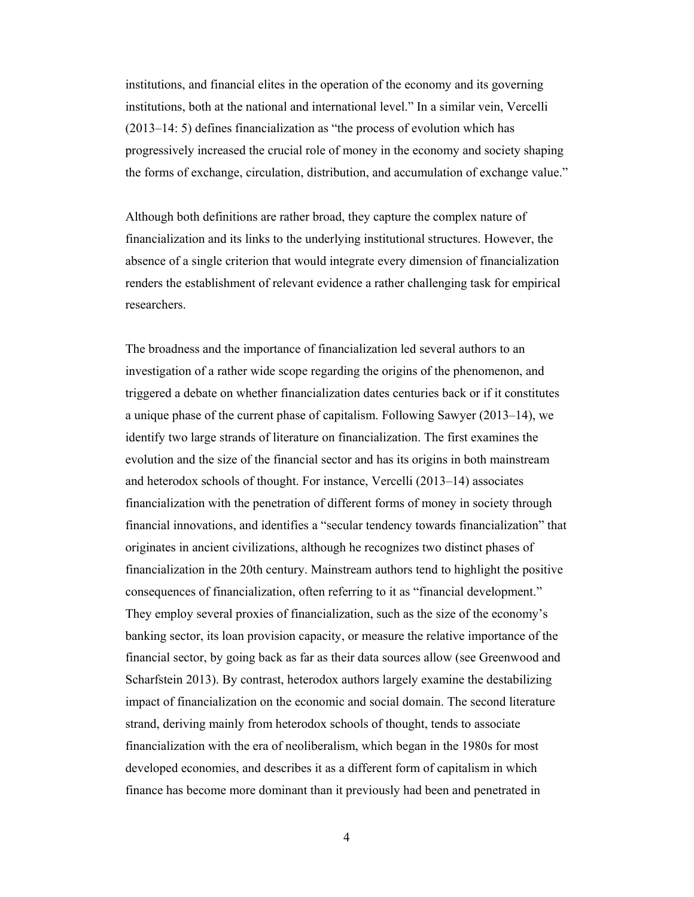institutions, and financial elites in the operation of the economy and its governing institutions, both at the national and international level." In a similar vein, Vercelli (2013–14: 5) defines financialization as "the process of evolution which has progressively increased the crucial role of money in the economy and society shaping the forms of exchange, circulation, distribution, and accumulation of exchange value."

Although both definitions are rather broad, they capture the complex nature of financialization and its links to the underlying institutional structures. However, the absence of a single criterion that would integrate every dimension of financialization renders the establishment of relevant evidence a rather challenging task for empirical researchers.

The broadness and the importance of financialization led several authors to an investigation of a rather wide scope regarding the origins of the phenomenon, and triggered a debate on whether financialization dates centuries back or if it constitutes a unique phase of the current phase of capitalism. Following Sawyer (2013–14), we identify two large strands of literature on financialization. The first examines the evolution and the size of the financial sector and has its origins in both mainstream and heterodox schools of thought. For instance, Vercelli (2013–14) associates financialization with the penetration of different forms of money in society through financial innovations, and identifies a "secular tendency towards financialization" that originates in ancient civilizations, although he recognizes two distinct phases of financialization in the 20th century. Mainstream authors tend to highlight the positive consequences of financialization, often referring to it as "financial development." They employ several proxies of financialization, such as the size of the economy's banking sector, its loan provision capacity, or measure the relative importance of the financial sector, by going back as far as their data sources allow (see Greenwood and Scharfstein 2013). By contrast, heterodox authors largely examine the destabilizing impact of financialization on the economic and social domain. The second literature strand, deriving mainly from heterodox schools of thought, tends to associate financialization with the era of neoliberalism, which began in the 1980s for most developed economies, and describes it as a different form of capitalism in which finance has become more dominant than it previously had been and penetrated in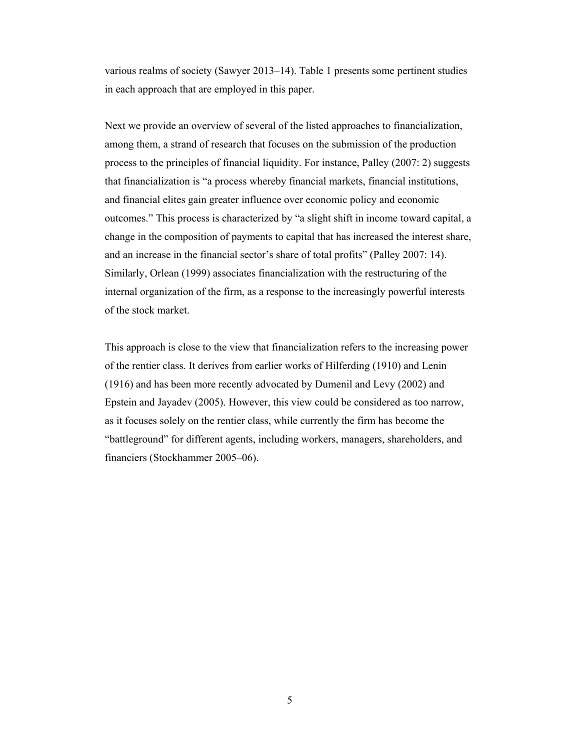various realms of society (Sawyer 2013–14). Table 1 presents some pertinent studies in each approach that are employed in this paper.

Next we provide an overview of several of the listed approaches to financialization, among them, a strand of research that focuses on the submission of the production process to the principles of financial liquidity. For instance, Palley (2007: 2) suggests that financialization is "a process whereby financial markets, financial institutions, and financial elites gain greater influence over economic policy and economic outcomes." This process is characterized by "a slight shift in income toward capital, a change in the composition of payments to capital that has increased the interest share, and an increase in the financial sector's share of total profits" (Palley 2007: 14). Similarly, Orlean (1999) associates financialization with the restructuring of the internal organization of the firm, as a response to the increasingly powerful interests of the stock market.

This approach is close to the view that financialization refers to the increasing power of the rentier class. It derives from earlier works of Hilferding (1910) and Lenin (1916) and has been more recently advocated by Dumenil and Levy (2002) and Epstein and Jayadev (2005). However, this view could be considered as too narrow, as it focuses solely on the rentier class, while currently the firm has become the "battleground" for different agents, including workers, managers, shareholders, and financiers (Stockhammer 2005–06).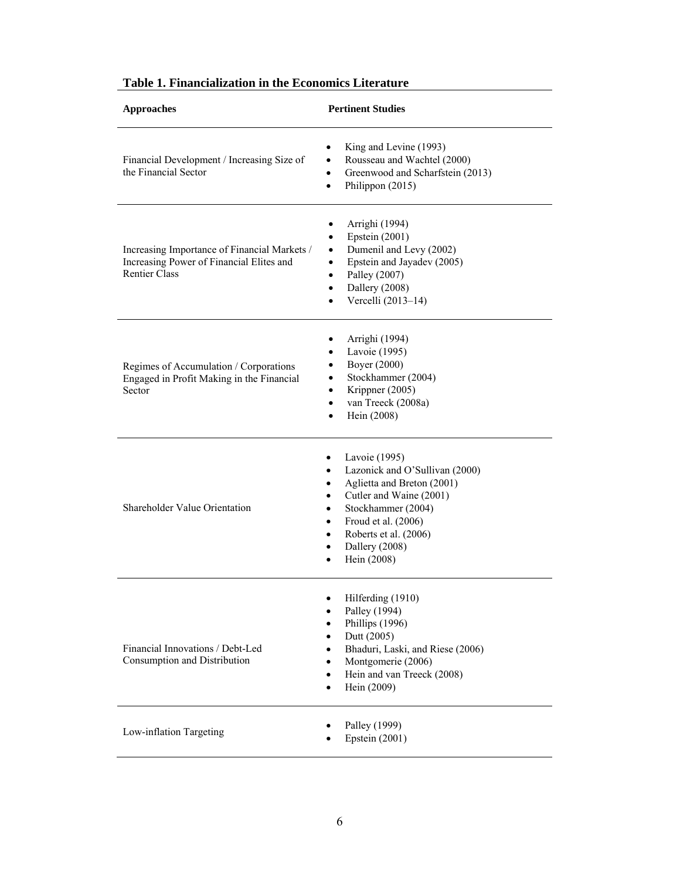**Table 1. Financialization in the Economics Literature**

| Approaches | Pertinent Studies |
|---|---|
| Financial Development / Increasing Size of the Financial Sector | • King and Levine (1993)<br>• Rousseau and Wachtel (2000)<br>• Greenwood and Scharfstein (2013)<br>• Philippon (2015) |
| Increasing Importance of Financial Markets / Increasing Power of Financial Elites and Rentier Class | • Arrighi (1994)<br>• Epstein (2001)<br>• Dumenil and Levy (2002)<br>• Epstein and Jayadev (2005)<br>• Palley (2007)<br>• Dallery (2008)<br>• Vercelli (2013–14) |
| Regimes of Accumulation / Corporations Engaged in Profit Making in the Financial Sector | • Arrighi (1994)<br>• Lavoie (1995)<br>• Boyer (2000)<br>• Stockhammer (2004)<br>• Krippner (2005)<br>• van Treeck (2008a)<br>• Hein (2008) |
| Shareholder Value Orientation | • Lavoie (1995)<br>• Lazonick and O'Sullivan (2000)<br>• Aglietta and Breton (2001)<br>• Cutler and Waine (2001)<br>• Stockhammer (2004)<br>• Froud et al. (2006)<br>• Roberts et al. (2006)<br>• Dallery (2008)<br>• Hein (2008) |
| Financial Innovations / Debt-Led Consumption and Distribution | • Hilferding (1910)<br>• Palley (1994)<br>• Phillips (1996)<br>• Dutt (2005)<br>• Bhaduri, Laski, and Riese (2006)<br>• Montgomerie (2006)<br>• Hein and van Treeck (2008)<br>• Hein (2009) |
| Low-inflation Targeting | • Palley (1999)<br>• Epstein (2001) |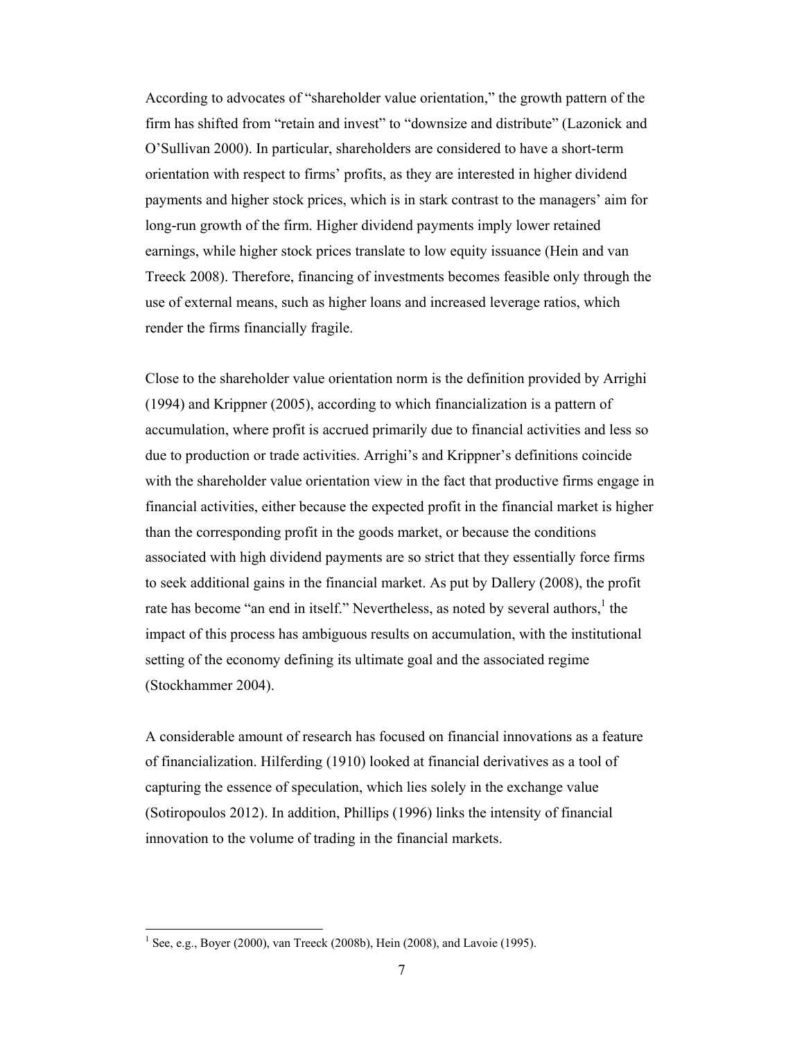According to advocates of "shareholder value orientation," the growth pattern of the firm has shifted from "retain and invest" to "downsize and distribute" (Lazonick and O'Sullivan 2000). In particular, shareholders are considered to have a short-term orientation with respect to firms' profits, as they are interested in higher dividend payments and higher stock prices, which is in stark contrast to the managers' aim for long-run growth of the firm. Higher dividend payments imply lower retained earnings, while higher stock prices translate to low equity issuance (Hein and van Treeck 2008). Therefore, financing of investments becomes feasible only through the use of external means, such as higher loans and increased leverage ratios, which render the firms financially fragile.

Close to the shareholder value orientation norm is the definition provided by Arrighi (1994) and Krippner (2005), according to which financialization is a pattern of accumulation, where profit is accrued primarily due to financial activities and less so due to production or trade activities. Arrighi's and Krippner's definitions coincide with the shareholder value orientation view in the fact that productive firms engage in financial activities, either because the expected profit in the financial market is higher than the corresponding profit in the goods market, or because the conditions associated with high dividend payments are so strict that they essentially force firms to seek additional gains in the financial market. As put by Dallery (2008), the profit rate has become "an end in itself." Nevertheless, as noted by several authors,[1] the impact of this process has ambiguous results on accumulation, with the institutional setting of the economy defining its ultimate goal and the associated regime (Stockhammer 2004).

A considerable amount of research has focused on financial innovations as a feature of financialization. Hilferding (1910) looked at financial derivatives as a tool of capturing the essence of speculation, which lies solely in the exchange value (Sotiropoulos 2012). In addition, Phillips (1996) links the intensity of financial innovation to the volume of trading in the financial markets.

[1] See, e.g., Boyer (2000), van Treeck (2008b), Hein (2008), and Lavoie (1995).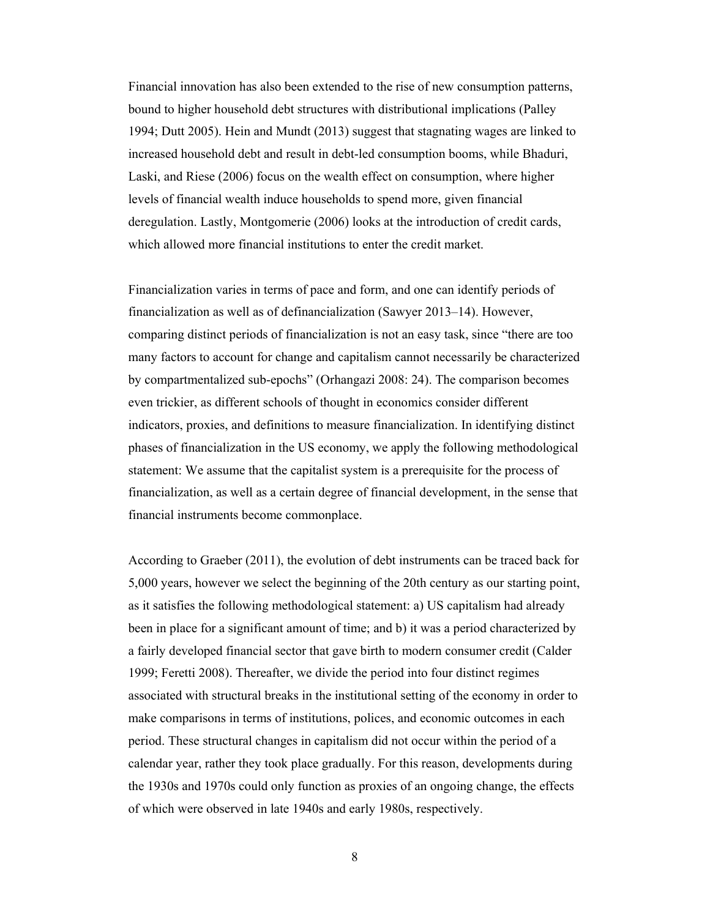Financial innovation has also been extended to the rise of new consumption patterns, bound to higher household debt structures with distributional implications (Palley 1994; Dutt 2005). Hein and Mundt (2013) suggest that stagnating wages are linked to increased household debt and result in debt-led consumption booms, while Bhaduri, Laski, and Riese (2006) focus on the wealth effect on consumption, where higher levels of financial wealth induce households to spend more, given financial deregulation. Lastly, Montgomerie (2006) looks at the introduction of credit cards, which allowed more financial institutions to enter the credit market.

Financialization varies in terms of pace and form, and one can identify periods of financialization as well as of definancialization (Sawyer 2013–14). However, comparing distinct periods of financialization is not an easy task, since "there are too many factors to account for change and capitalism cannot necessarily be characterized by compartmentalized sub-epochs" (Orhangazi 2008: 24). The comparison becomes even trickier, as different schools of thought in economics consider different indicators, proxies, and definitions to measure financialization. In identifying distinct phases of financialization in the US economy, we apply the following methodological statement: We assume that the capitalist system is a prerequisite for the process of financialization, as well as a certain degree of financial development, in the sense that financial instruments become commonplace.

According to Graeber (2011), the evolution of debt instruments can be traced back for 5,000 years, however we select the beginning of the 20th century as our starting point, as it satisfies the following methodological statement: a) US capitalism had already been in place for a significant amount of time; and b) it was a period characterized by a fairly developed financial sector that gave birth to modern consumer credit (Calder 1999; Feretti 2008). Thereafter, we divide the period into four distinct regimes associated with structural breaks in the institutional setting of the economy in order to make comparisons in terms of institutions, polices, and economic outcomes in each period. These structural changes in capitalism did not occur within the period of a calendar year, rather they took place gradually. For this reason, developments during the 1930s and 1970s could only function as proxies of an ongoing change, the effects of which were observed in late 1940s and early 1980s, respectively.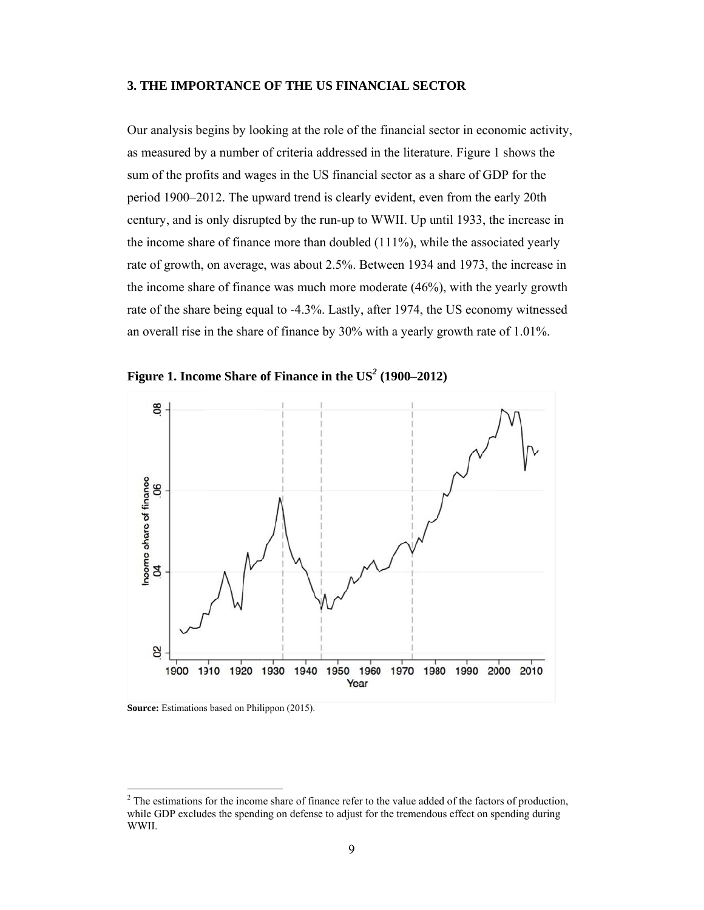### 3. THE IMPORTANCE OF THE US FINANCIAL SECTOR

Our analysis begins by looking at the role of the financial sector in economic activity, as measured by a number of criteria addressed in the literature. Figure 1 shows the sum of the profits and wages in the US financial sector as a share of GDP for the period 1900–2012. The upward trend is clearly evident, even from the early 20th century, and is only disrupted by the run-up to WWII. Up until 1933, the increase in the income share of finance more than doubled (111%), while the associated yearly rate of growth, on average, was about 2.5%. Between 1934 and 1973, the increase in the income share of finance was much more moderate (46%), with the yearly growth rate of the share being equal to -4.3%. Lastly, after 1974, the US economy witnessed an overall rise in the share of finance by 30% with a yearly growth rate of 1.01%.

**Figure 1. Income Share of Finance in the US[2] (1900–2012)**

**Source:** Estimations based on Philippon (2015).

[2] The estimations for the income share of finance refer to the value added of the factors of production, while GDP excludes the spending on defense to adjust for the tremendous effect on spending during WWII.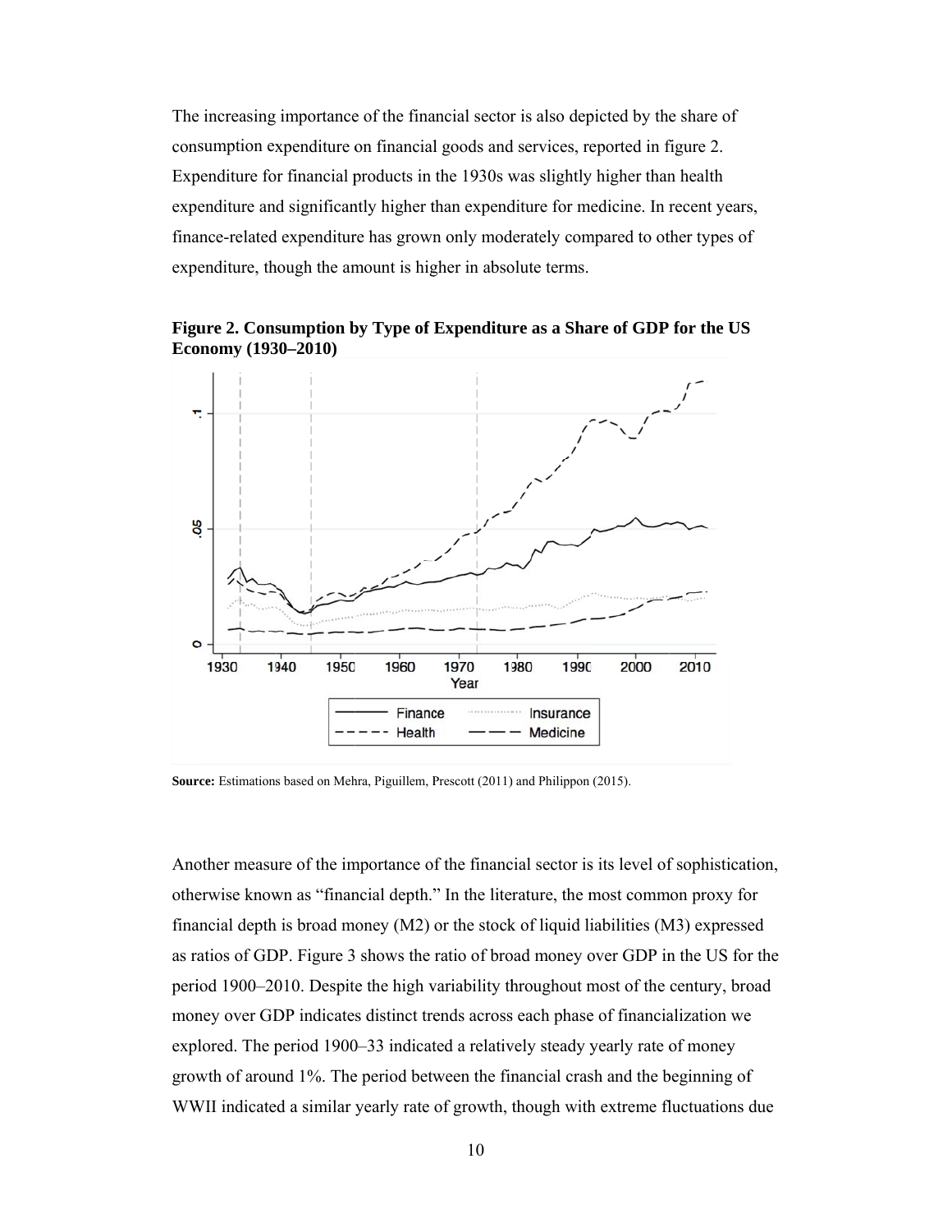The increasing importance of the financial sector is also depicted by the share of consumption expenditure on financial goods and services, reported in figure 2. Expenditure for financial products in the 1930s was slightly higher than health expenditure and significantly higher than expenditure for medicine. In recent years, finance-related expenditure has grown only moderately compared to other types of expenditure, though the amount is higher in absolute terms.

**Figure 2. Consumption by Type of Expenditure as a Share of GDP for the US Economy (1930–2010)**

**Source:** Estimations based on Mehra, Piguillem, Prescott (2011) and Philippon (2015).

Another measure of the importance of the financial sector is its level of sophistication, otherwise known as "financial depth." In the literature, the most common proxy for financial depth is broad money (M2) or the stock of liquid liabilities (M3) expressed as ratios of GDP. Figure 3 shows the ratio of broad money over GDP in the US for the period 1900–2010. Despite the high variability throughout most of the century, broad money over GDP indicates distinct trends across each phase of financialization we explored. The period 1900–33 indicated a relatively steady yearly rate of money growth of around 1%. The period between the financial crash and the beginning of WWII indicated a similar yearly rate of growth, though with extreme fluctuations due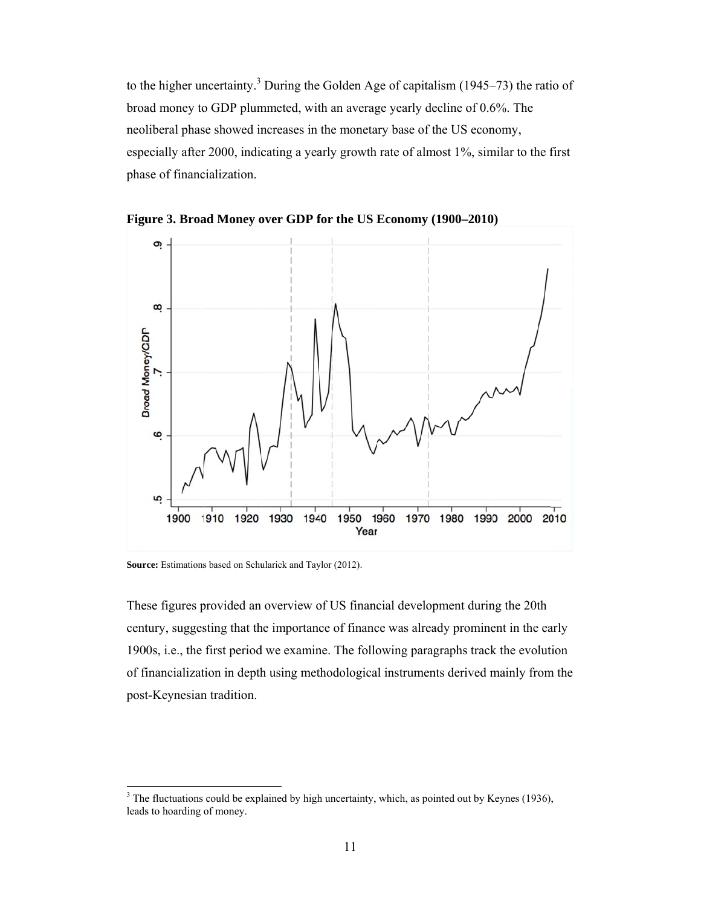to the higher uncertainty.[3] During the Golden Age of capitalism (1945–73) the ratio of broad money to GDP plummeted, with an average yearly decline of 0.6%. The neoliberal phase showed increases in the monetary base of the US economy, especially after 2000, indicating a yearly growth rate of almost 1%, similar to the first phase of financialization.

**Figure 3. Broad Money over GDP for the US Economy (1900–2010)**

**Source:** Estimations based on Schularick and Taylor (2012).

These figures provided an overview of US financial development during the 20th century, suggesting that the importance of finance was already prominent in the early 1900s, i.e., the first period we examine. The following paragraphs track the evolution of financialization in depth using methodological instruments derived mainly from the post-Keynesian tradition.

[3] The fluctuations could be explained by high uncertainty, which, as pointed out by Keynes (1936), leads to hoarding of money.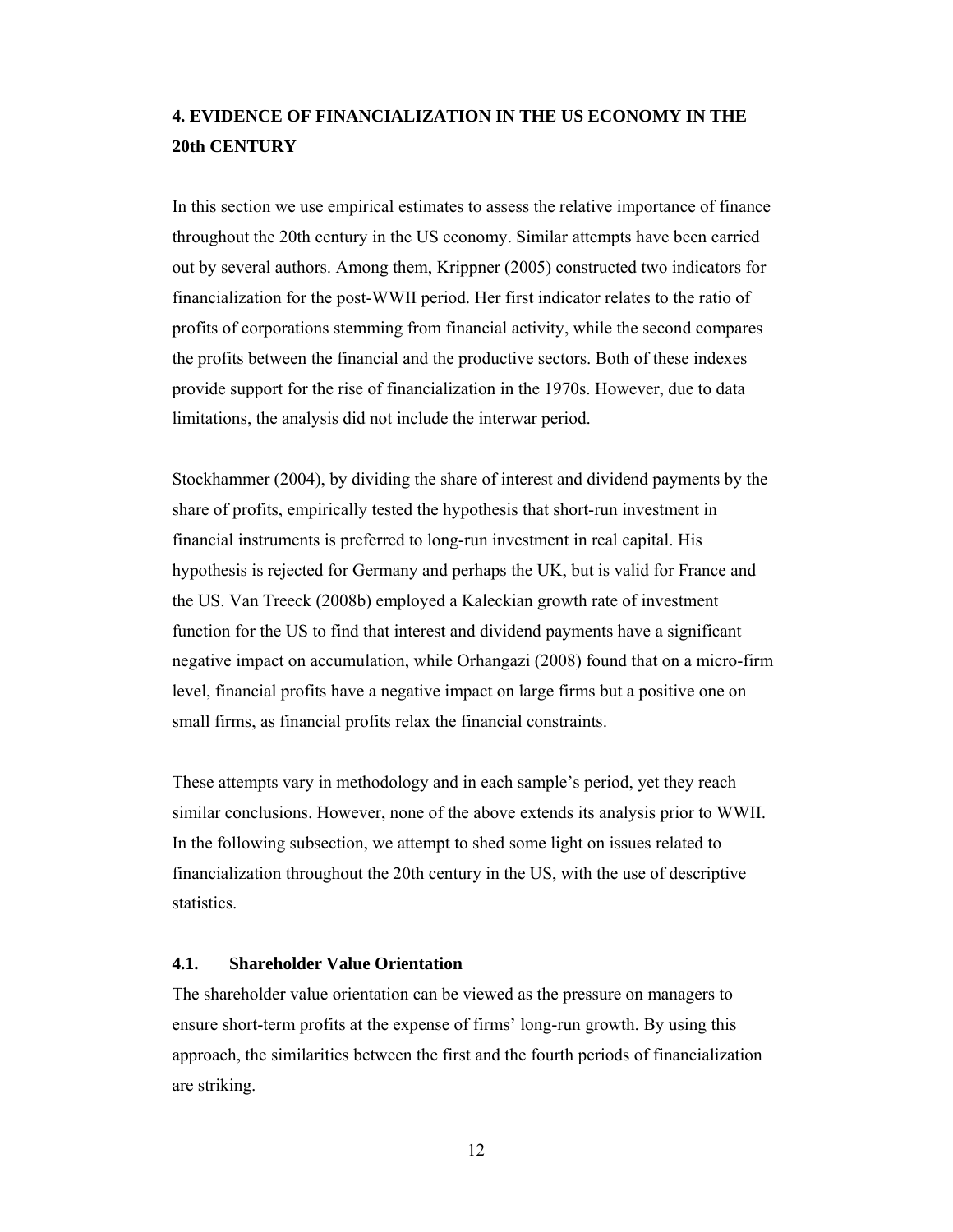## 4. EVIDENCE OF FINANCIALIZATION IN THE US ECONOMY IN THE 20th CENTURY

In this section we use empirical estimates to assess the relative importance of finance throughout the 20th century in the US economy. Similar attempts have been carried out by several authors. Among them, Krippner (2005) constructed two indicators for financialization for the post-WWII period. Her first indicator relates to the ratio of profits of corporations stemming from financial activity, while the second compares the profits between the financial and the productive sectors. Both of these indexes provide support for the rise of financialization in the 1970s. However, due to data limitations, the analysis did not include the interwar period.

Stockhammer (2004), by dividing the share of interest and dividend payments by the share of profits, empirically tested the hypothesis that short-run investment in financial instruments is preferred to long-run investment in real capital. His hypothesis is rejected for Germany and perhaps the UK, but is valid for France and the US. Van Treeck (2008b) employed a Kaleckian growth rate of investment function for the US to find that interest and dividend payments have a significant negative impact on accumulation, while Orhangazi (2008) found that on a micro-firm level, financial profits have a negative impact on large firms but a positive one on small firms, as financial profits relax the financial constraints.

These attempts vary in methodology and in each sample's period, yet they reach similar conclusions. However, none of the above extends its analysis prior to WWII. In the following subsection, we attempt to shed some light on issues related to financialization throughout the 20th century in the US, with the use of descriptive statistics.

### 4.1. Shareholder Value Orientation

The shareholder value orientation can be viewed as the pressure on managers to ensure short-term profits at the expense of firms' long-run growth. By using this approach, the similarities between the first and the fourth periods of financialization are striking.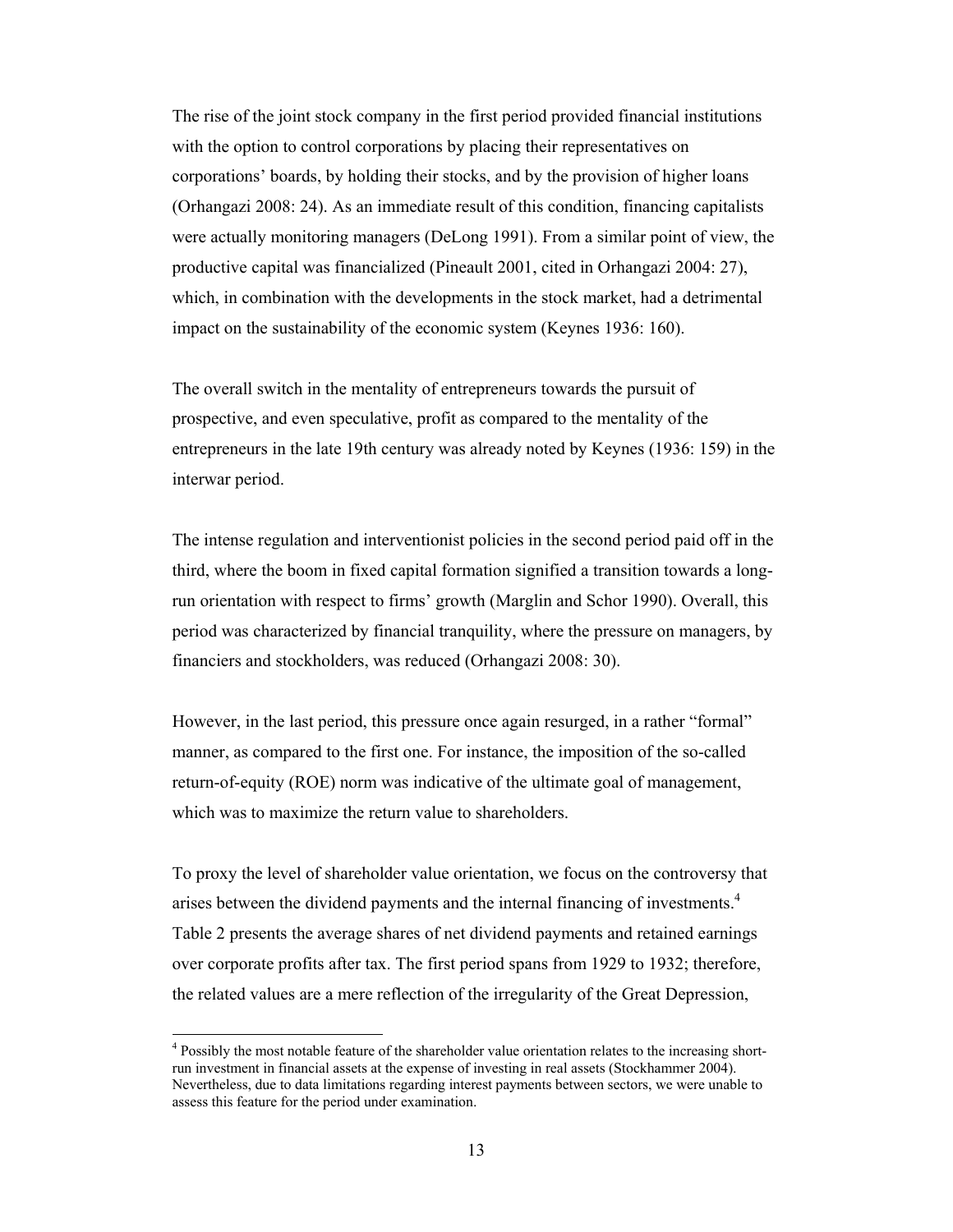The rise of the joint stock company in the first period provided financial institutions with the option to control corporations by placing their representatives on corporations' boards, by holding their stocks, and by the provision of higher loans (Orhangazi 2008: 24). As an immediate result of this condition, financing capitalists were actually monitoring managers (DeLong 1991). From a similar point of view, the productive capital was financialized (Pineault 2001, cited in Orhangazi 2004: 27), which, in combination with the developments in the stock market, had a detrimental impact on the sustainability of the economic system (Keynes 1936: 160).

The overall switch in the mentality of entrepreneurs towards the pursuit of prospective, and even speculative, profit as compared to the mentality of the entrepreneurs in the late 19th century was already noted by Keynes (1936: 159) in the interwar period.

The intense regulation and interventionist policies in the second period paid off in the third, where the boom in fixed capital formation signified a transition towards a long-run orientation with respect to firms' growth (Marglin and Schor 1990). Overall, this period was characterized by financial tranquility, where the pressure on managers, by financiers and stockholders, was reduced (Orhangazi 2008: 30).

However, in the last period, this pressure once again resurged, in a rather "formal" manner, as compared to the first one. For instance, the imposition of the so-called return-of-equity (ROE) norm was indicative of the ultimate goal of management, which was to maximize the return value to shareholders.

To proxy the level of shareholder value orientation, we focus on the controversy that arises between the dividend payments and the internal financing of investments.[4] Table 2 presents the average shares of net dividend payments and retained earnings over corporate profits after tax. The first period spans from 1929 to 1932; therefore, the related values are a mere reflection of the irregularity of the Great Depression,

[4] Possibly the most notable feature of the shareholder value orientation relates to the increasing short-run investment in financial assets at the expense of investing in real assets (Stockhammer 2004). Nevertheless, due to data limitations regarding interest payments between sectors, we were unable to assess this feature for the period under examination.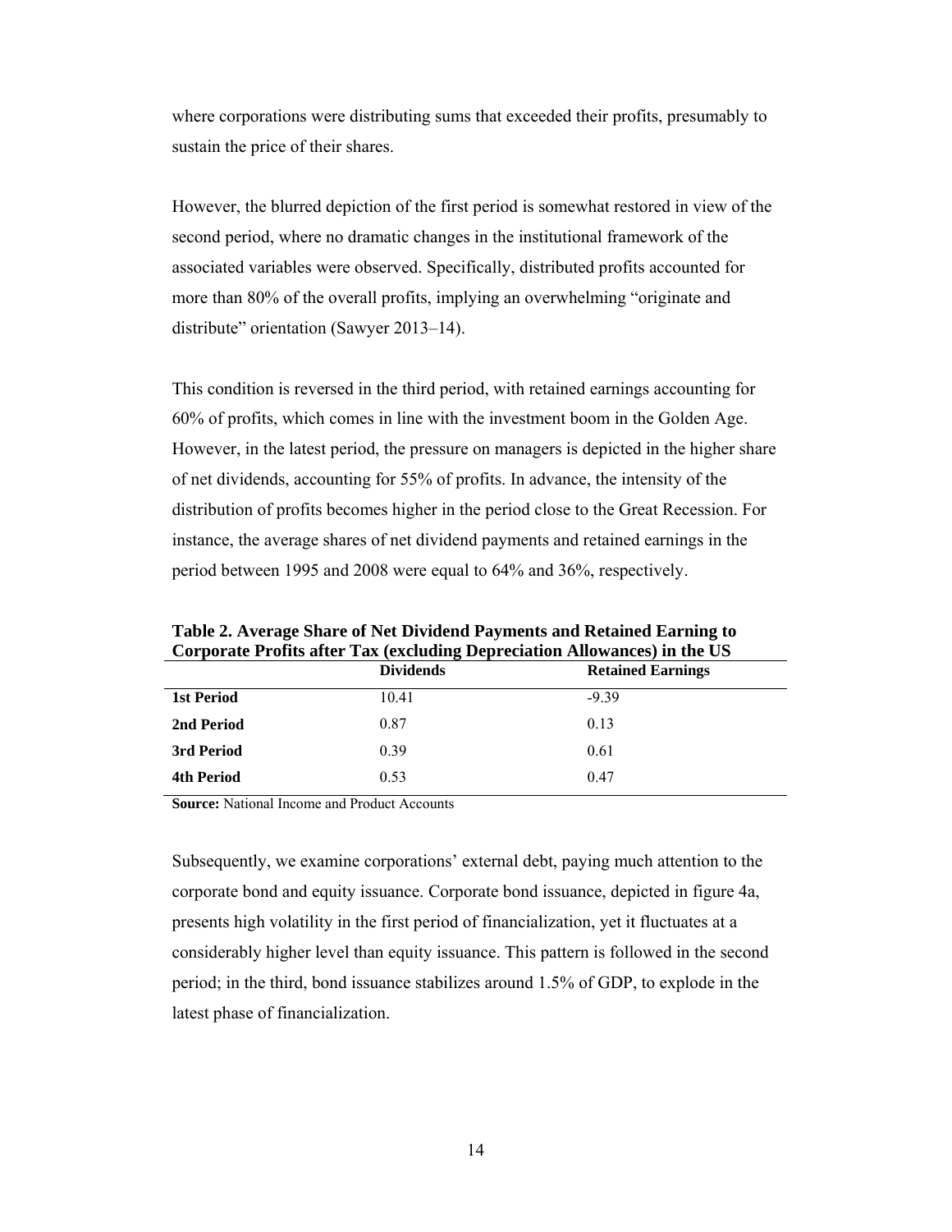where corporations were distributing sums that exceeded their profits, presumably to sustain the price of their shares.

However, the blurred depiction of the first period is somewhat restored in view of the second period, where no dramatic changes in the institutional framework of the associated variables were observed. Specifically, distributed profits accounted for more than 80% of the overall profits, implying an overwhelming "originate and distribute" orientation (Sawyer 2013–14).

This condition is reversed in the third period, with retained earnings accounting for 60% of profits, which comes in line with the investment boom in the Golden Age. However, in the latest period, the pressure on managers is depicted in the higher share of net dividends, accounting for 55% of profits. In advance, the intensity of the distribution of profits becomes higher in the period close to the Great Recession. For instance, the average shares of net dividend payments and retained earnings in the period between 1995 and 2008 were equal to 64% and 36%, respectively.

**Table 2. Average Share of Net Dividend Payments and Retained Earning to Corporate Profits after Tax (excluding Depreciation Allowances) in the US**

| | Dividends | Retained Earnings |
|---|---|---|
| **1st Period** | 10.41 | -9.39 |
| **2nd Period** | 0.87 | 0.13 |
| **3rd Period** | 0.39 | 0.61 |
| **4th Period** | 0.53 | 0.47 |

**Source:** National Income and Product Accounts

Subsequently, we examine corporations' external debt, paying much attention to the corporate bond and equity issuance. Corporate bond issuance, depicted in figure 4a, presents high volatility in the first period of financialization, yet it fluctuates at a considerably higher level than equity issuance. This pattern is followed in the second period; in the third, bond issuance stabilizes around 1.5% of GDP, to explode in the latest phase of financialization.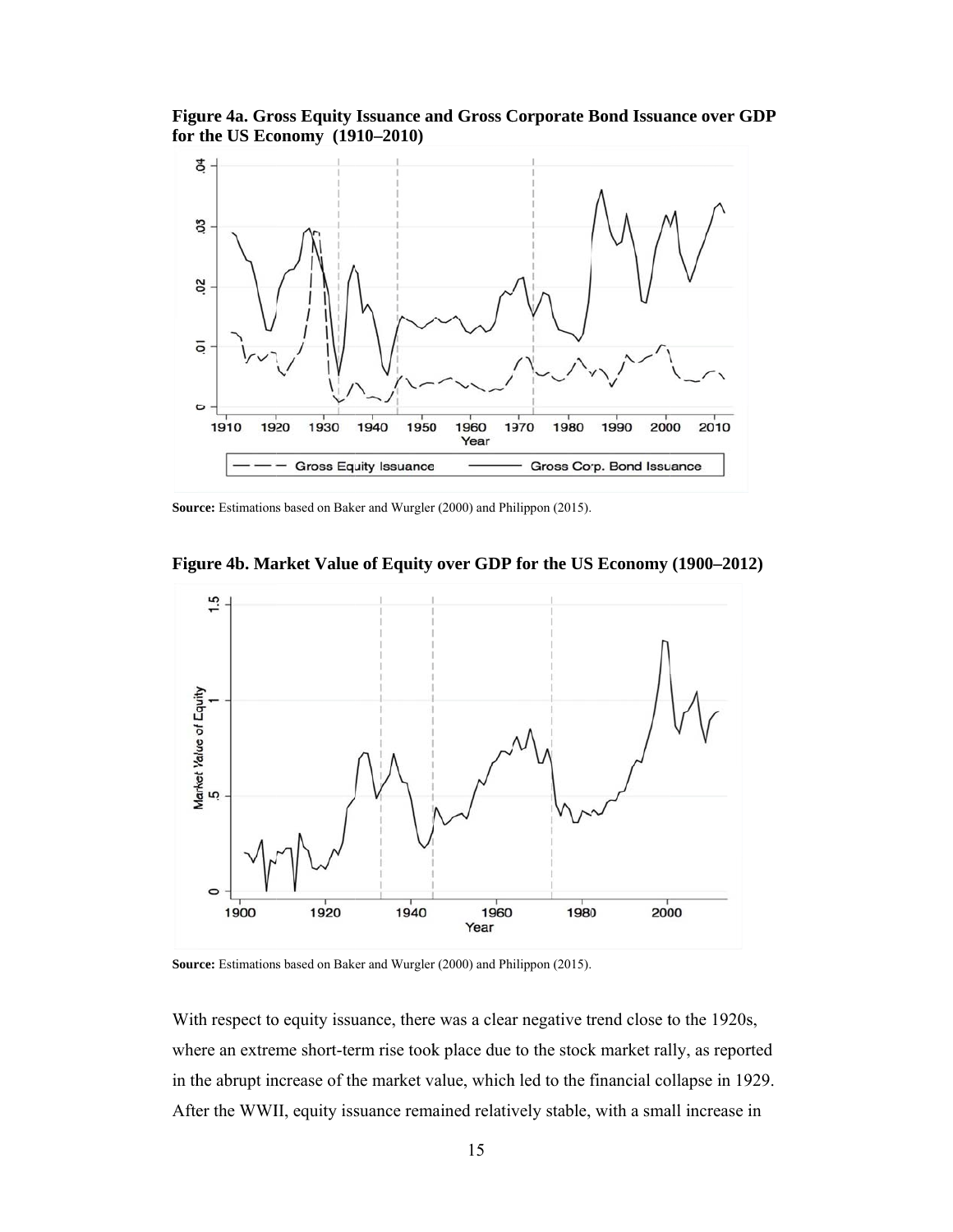**Figure 4a. Gross Equity Issuance and Gross Corporate Bond Issuance over GDP for the US Economy (1910–2010)**

**Source:** Estimations based on Baker and Wurgler (2000) and Philippon (2015).

**Figure 4b. Market Value of Equity over GDP for the US Economy (1900–2012)**

**Source:** Estimations based on Baker and Wurgler (2000) and Philippon (2015).

With respect to equity issuance, there was a clear negative trend close to the 1920s, where an extreme short-term rise took place due to the stock market rally, as reported in the abrupt increase of the market value, which led to the financial collapse in 1929. After the WWII, equity issuance remained relatively stable, with a small increase in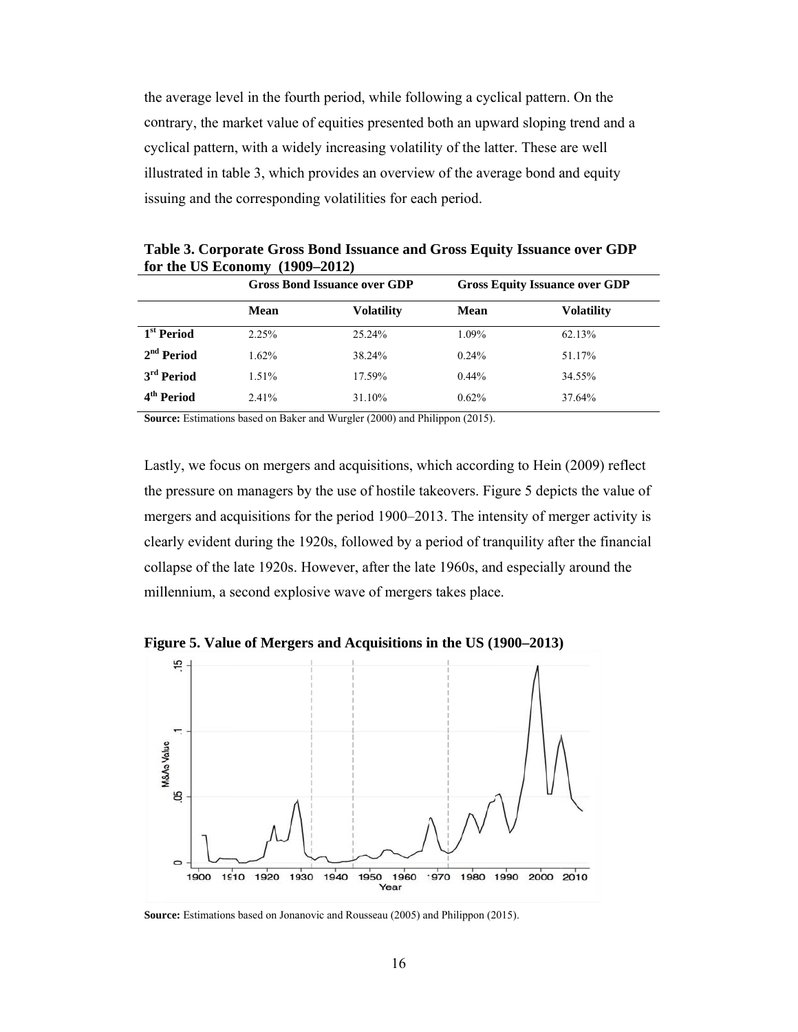the average level in the fourth period, while following a cyclical pattern. On the contrary, the market value of equities presented both an upward sloping trend and a cyclical pattern, with a widely increasing volatility of the latter. These are well illustrated in table 3, which provides an overview of the average bond and equity issuing and the corresponding volatilities for each period.

**Table 3. Corporate Gross Bond Issuance and Gross Equity Issuance over GDP for the US Economy (1909–2012)**

| | Gross Bond Issuance over GDP | | Gross Equity Issuance over GDP | |
|---|---|---|---|---|
| | **Mean** | **Volatility** | **Mean** | **Volatility** |
| **1st Period** | 2.25% | 25.24% | 1.09% | 62.13% |
| **2nd Period** | 1.62% | 38.24% | 0.24% | 51.17% |
| **3rd Period** | 1.51% | 17.59% | 0.44% | 34.55% |
| **4th Period** | 2.41% | 31.10% | 0.62% | 37.64% |

**Source:** Estimations based on Baker and Wurgler (2000) and Philippon (2015).

Lastly, we focus on mergers and acquisitions, which according to Hein (2009) reflect the pressure on managers by the use of hostile takeovers. Figure 5 depicts the value of mergers and acquisitions for the period 1900–2013. The intensity of merger activity is clearly evident during the 1920s, followed by a period of tranquility after the financial collapse of the late 1920s. However, after the late 1960s, and especially around the millennium, a second explosive wave of mergers takes place.

**Figure 5. Value of Mergers and Acquisitions in the US (1900–2013)**

**Source:** Estimations based on Jonanovic and Rousseau (2005) and Philippon (2015).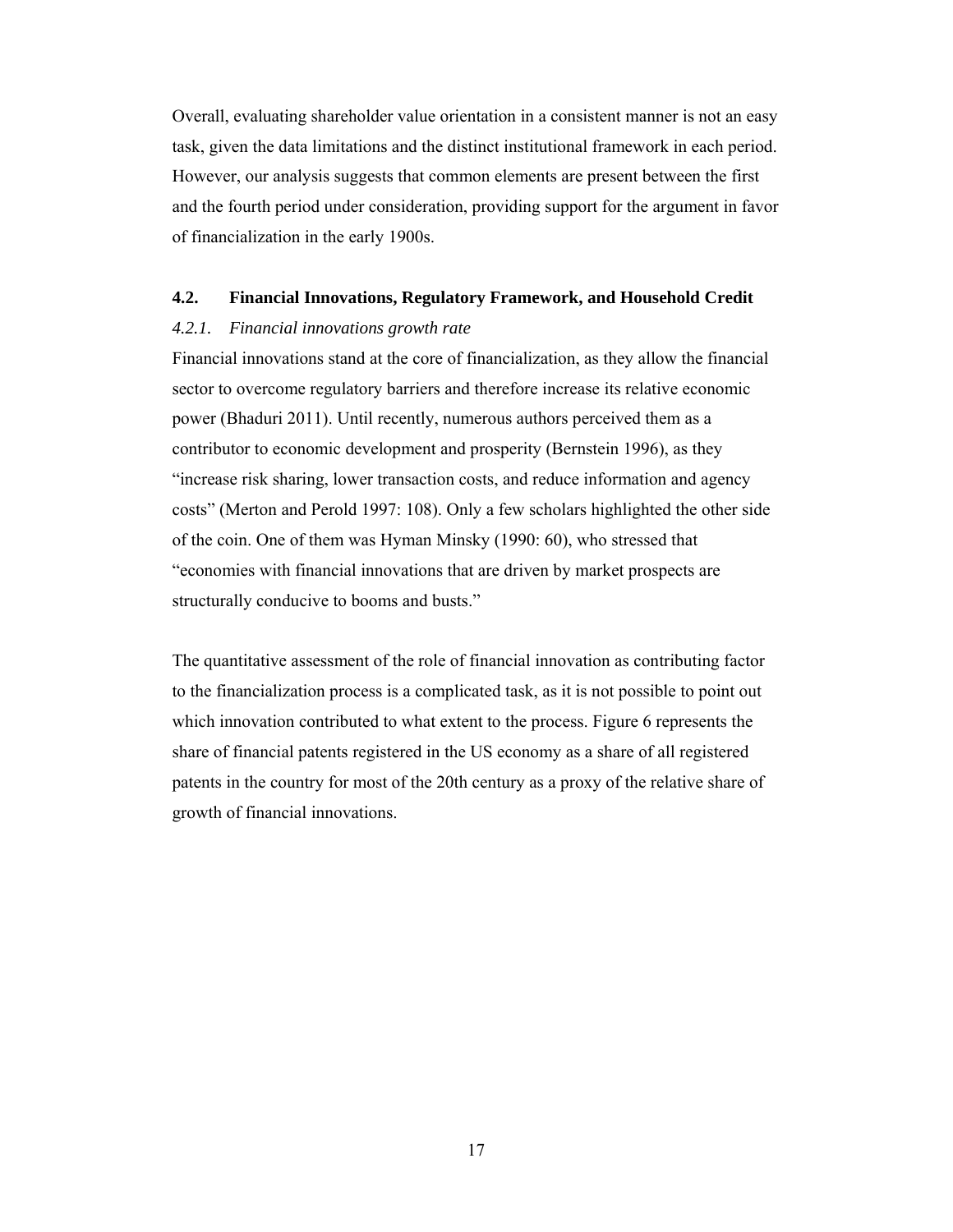Overall, evaluating shareholder value orientation in a consistent manner is not an easy task, given the data limitations and the distinct institutional framework in each period. However, our analysis suggests that common elements are present between the first and the fourth period under consideration, providing support for the argument in favor of financialization in the early 1900s.

## 4.2. Financial Innovations, Regulatory Framework, and Household Credit

### *4.2.1. Financial innovations growth rate*

Financial innovations stand at the core of financialization, as they allow the financial sector to overcome regulatory barriers and therefore increase its relative economic power (Bhaduri 2011). Until recently, numerous authors perceived them as a contributor to economic development and prosperity (Bernstein 1996), as they "increase risk sharing, lower transaction costs, and reduce information and agency costs" (Merton and Perold 1997: 108). Only a few scholars highlighted the other side of the coin. One of them was Hyman Minsky (1990: 60), who stressed that "economies with financial innovations that are driven by market prospects are structurally conducive to booms and busts."

The quantitative assessment of the role of financial innovation as contributing factor to the financialization process is a complicated task, as it is not possible to point out which innovation contributed to what extent to the process. Figure 6 represents the share of financial patents registered in the US economy as a share of all registered patents in the country for most of the 20th century as a proxy of the relative share of growth of financial innovations.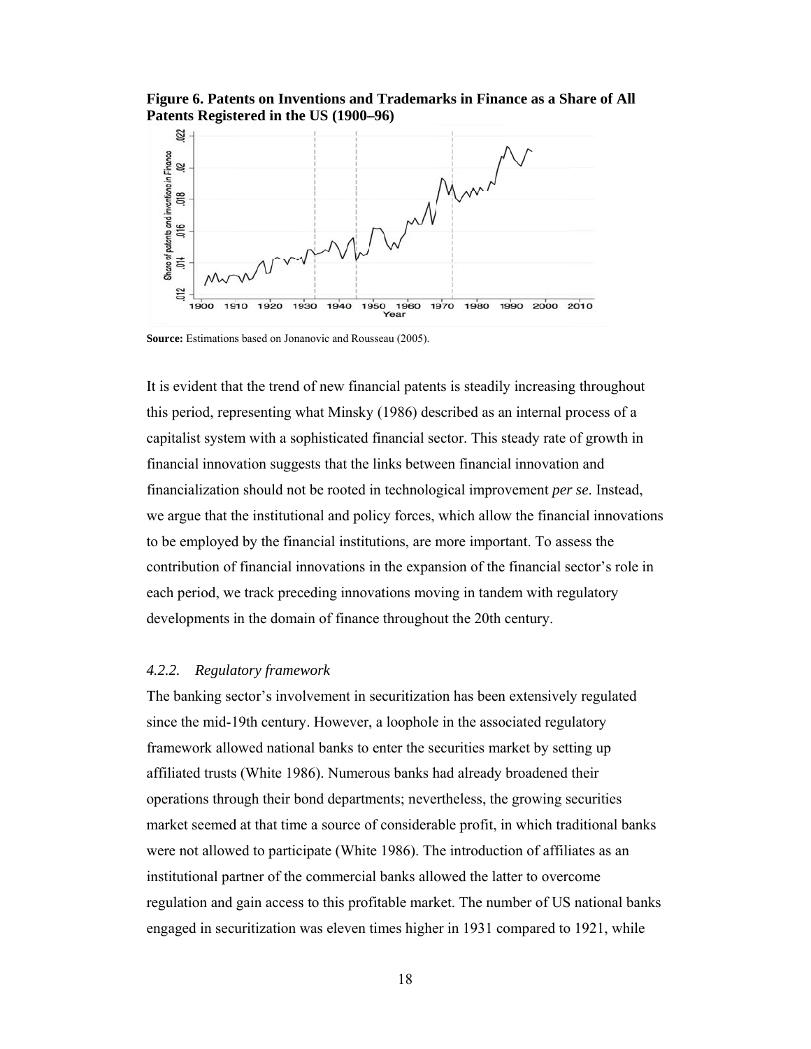**Figure 6. Patents on Inventions and Trademarks in Finance as a Share of All Patents Registered in the US (1900–96)**

**Source:** Estimations based on Jonanovic and Rousseau (2005).

It is evident that the trend of new financial patents is steadily increasing throughout this period, representing what Minsky (1986) described as an internal process of a capitalist system with a sophisticated financial sector. This steady rate of growth in financial innovation suggests that the links between financial innovation and financialization should not be rooted in technological improvement *per se*. Instead, we argue that the institutional and policy forces, which allow the financial innovations to be employed by the financial institutions, are more important. To assess the contribution of financial innovations in the expansion of the financial sector's role in each period, we track preceding innovations moving in tandem with regulatory developments in the domain of finance throughout the 20th century.

#### *4.2.2. Regulatory framework*

The banking sector's involvement in securitization has been extensively regulated since the mid-19th century. However, a loophole in the associated regulatory framework allowed national banks to enter the securities market by setting up affiliated trusts (White 1986). Numerous banks had already broadened their operations through their bond departments; nevertheless, the growing securities market seemed at that time a source of considerable profit, in which traditional banks were not allowed to participate (White 1986). The introduction of affiliates as an institutional partner of the commercial banks allowed the latter to overcome regulation and gain access to this profitable market. The number of US national banks engaged in securitization was eleven times higher in 1931 compared to 1921, while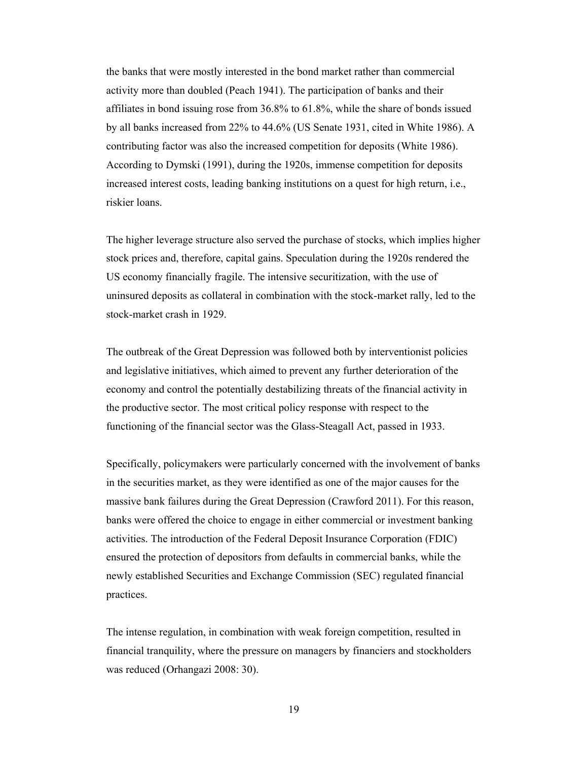the banks that were mostly interested in the bond market rather than commercial activity more than doubled (Peach 1941). The participation of banks and their affiliates in bond issuing rose from 36.8% to 61.8%, while the share of bonds issued by all banks increased from 22% to 44.6% (US Senate 1931, cited in White 1986). A contributing factor was also the increased competition for deposits (White 1986). According to Dymski (1991), during the 1920s, immense competition for deposits increased interest costs, leading banking institutions on a quest for high return, i.e., riskier loans.

The higher leverage structure also served the purchase of stocks, which implies higher stock prices and, therefore, capital gains. Speculation during the 1920s rendered the US economy financially fragile. The intensive securitization, with the use of uninsured deposits as collateral in combination with the stock-market rally, led to the stock-market crash in 1929.

The outbreak of the Great Depression was followed both by interventionist policies and legislative initiatives, which aimed to prevent any further deterioration of the economy and control the potentially destabilizing threats of the financial activity in the productive sector. The most critical policy response with respect to the functioning of the financial sector was the Glass-Steagall Act, passed in 1933.

Specifically, policymakers were particularly concerned with the involvement of banks in the securities market, as they were identified as one of the major causes for the massive bank failures during the Great Depression (Crawford 2011). For this reason, banks were offered the choice to engage in either commercial or investment banking activities. The introduction of the Federal Deposit Insurance Corporation (FDIC) ensured the protection of depositors from defaults in commercial banks, while the newly established Securities and Exchange Commission (SEC) regulated financial practices.

The intense regulation, in combination with weak foreign competition, resulted in financial tranquility, where the pressure on managers by financiers and stockholders was reduced (Orhangazi 2008: 30).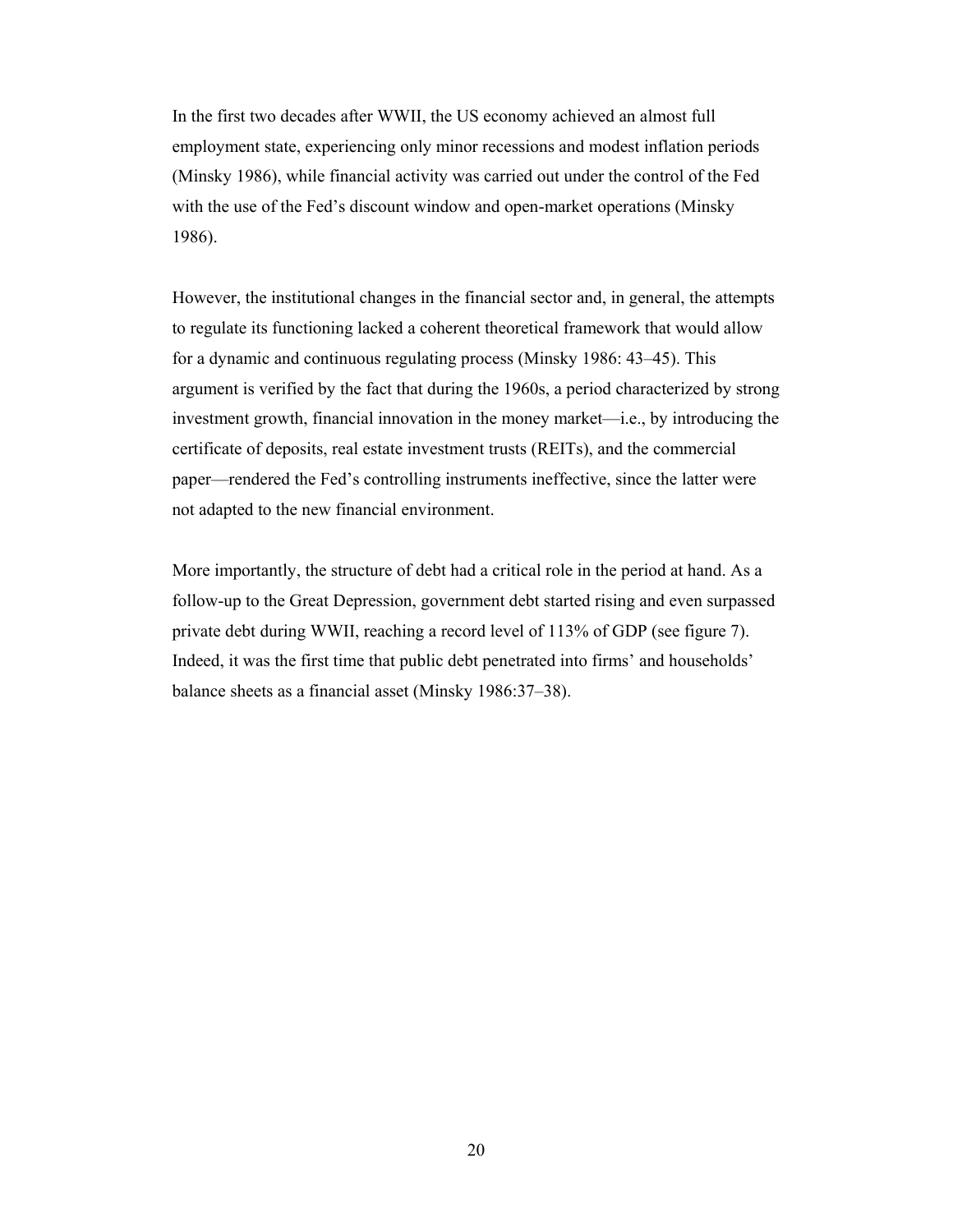In the first two decades after WWII, the US economy achieved an almost full employment state, experiencing only minor recessions and modest inflation periods (Minsky 1986), while financial activity was carried out under the control of the Fed with the use of the Fed's discount window and open-market operations (Minsky 1986).

However, the institutional changes in the financial sector and, in general, the attempts to regulate its functioning lacked a coherent theoretical framework that would allow for a dynamic and continuous regulating process (Minsky 1986: 43–45). This argument is verified by the fact that during the 1960s, a period characterized by strong investment growth, financial innovation in the money market—i.e., by introducing the certificate of deposits, real estate investment trusts (REITs), and the commercial paper—rendered the Fed's controlling instruments ineffective, since the latter were not adapted to the new financial environment.

More importantly, the structure of debt had a critical role in the period at hand. As a follow-up to the Great Depression, government debt started rising and even surpassed private debt during WWII, reaching a record level of 113% of GDP (see figure 7). Indeed, it was the first time that public debt penetrated into firms' and households' balance sheets as a financial asset (Minsky 1986:37–38).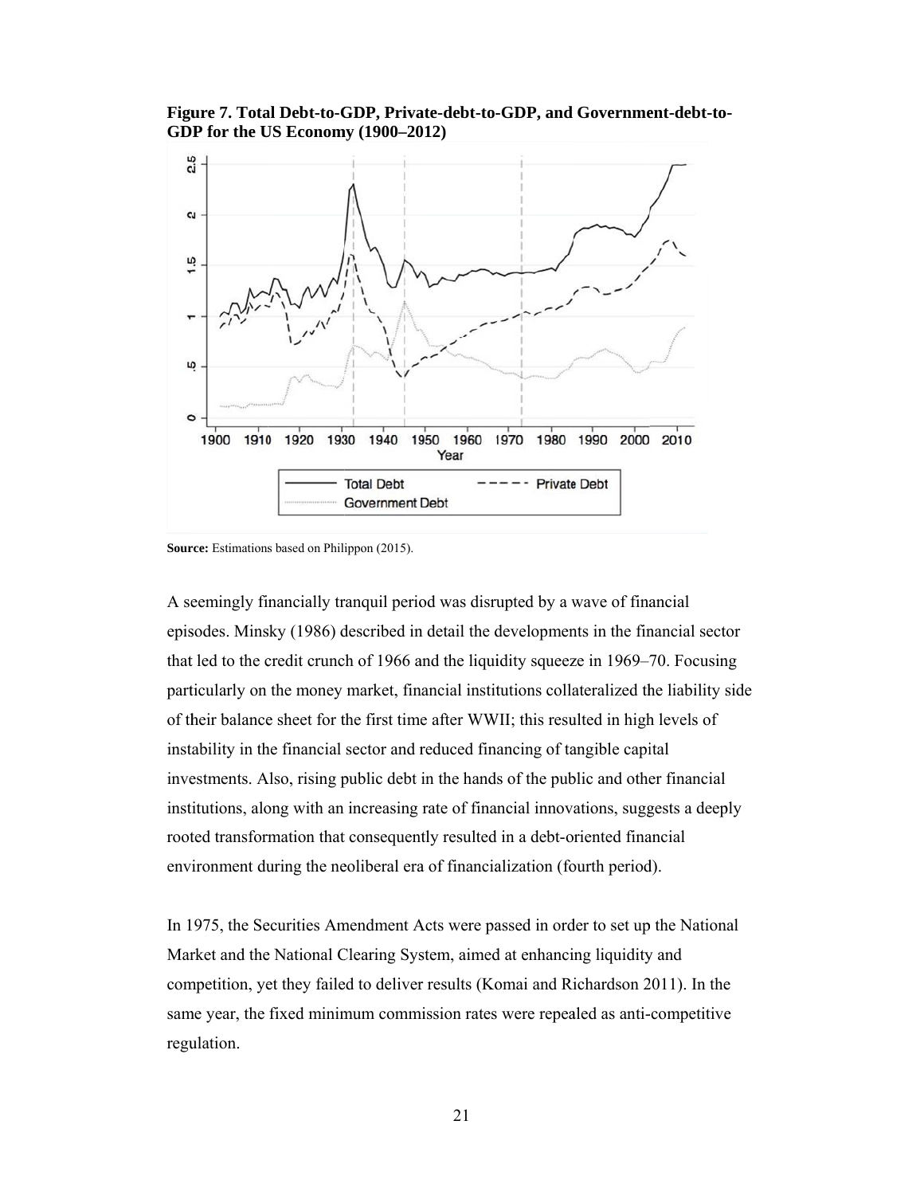**Figure 7. Total Debt-to-GDP, Private-debt-to-GDP, and Government-debt-to-GDP for the US Economy (1900–2012)**

**Source:** Estimations based on Philippon (2015).

A seemingly financially tranquil period was disrupted by a wave of financial episodes. Minsky (1986) described in detail the developments in the financial sector that led to the credit crunch of 1966 and the liquidity squeeze in 1969–70. Focusing particularly on the money market, financial institutions collateralized the liability side of their balance sheet for the first time after WWII; this resulted in high levels of instability in the financial sector and reduced financing of tangible capital investments. Also, rising public debt in the hands of the public and other financial institutions, along with an increasing rate of financial innovations, suggests a deeply rooted transformation that consequently resulted in a debt-oriented financial environment during the neoliberal era of financialization (fourth period).

In 1975, the Securities Amendment Acts were passed in order to set up the National Market and the National Clearing System, aimed at enhancing liquidity and competition, yet they failed to deliver results (Komai and Richardson 2011). In the same year, the fixed minimum commission rates were repealed as anti-competitive regulation.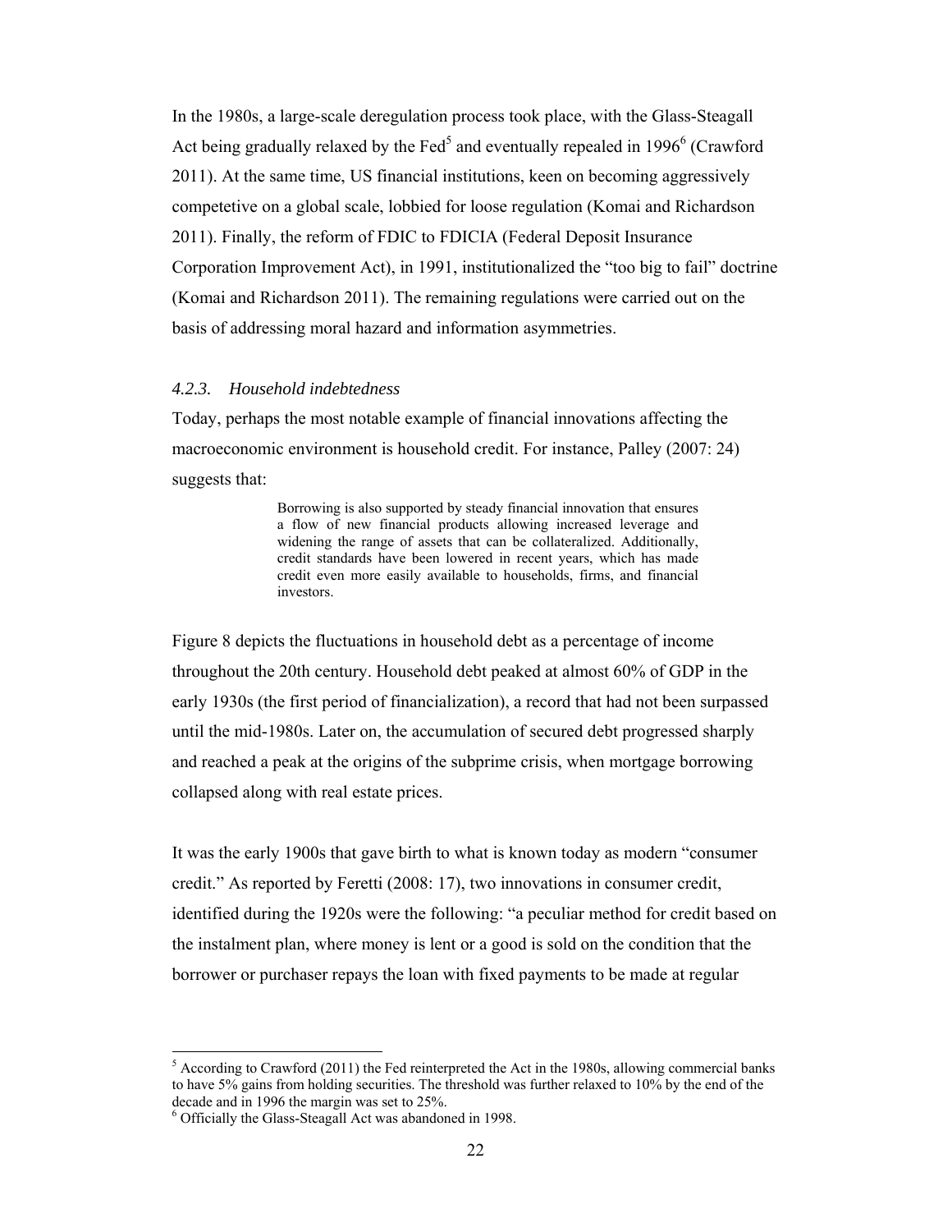In the 1980s, a large-scale deregulation process took place, with the Glass-Steagall Act being gradually relaxed by the Fed[5] and eventually repealed in 1996[6] (Crawford 2011). At the same time, US financial institutions, keen on becoming aggressively competetive on a global scale, lobbied for loose regulation (Komai and Richardson 2011). Finally, the reform of FDIC to FDICIA (Federal Deposit Insurance Corporation Improvement Act), in 1991, institutionalized the "too big to fail" doctrine (Komai and Richardson 2011). The remaining regulations were carried out on the basis of addressing moral hazard and information asymmetries.

#### *4.2.3. Household indebtedness*

Today, perhaps the most notable example of financial innovations affecting the macroeconomic environment is household credit. For instance, Palley (2007: 24) suggests that:

> Borrowing is also supported by steady financial innovation that ensures a flow of new financial products allowing increased leverage and widening the range of assets that can be collateralized. Additionally, credit standards have been lowered in recent years, which has made credit even more easily available to households, firms, and financial investors.

Figure 8 depicts the fluctuations in household debt as a percentage of income throughout the 20th century. Household debt peaked at almost 60% of GDP in the early 1930s (the first period of financialization), a record that had not been surpassed until the mid-1980s. Later on, the accumulation of secured debt progressed sharply and reached a peak at the origins of the subprime crisis, when mortgage borrowing collapsed along with real estate prices.

It was the early 1900s that gave birth to what is known today as modern "consumer credit." As reported by Feretti (2008: 17), two innovations in consumer credit, identified during the 1920s were the following: "a peculiar method for credit based on the instalment plan, where money is lent or a good is sold on the condition that the borrower or purchaser repays the loan with fixed payments to be made at regular

---

[5] According to Crawford (2011) the Fed reinterpreted the Act in the 1980s, allowing commercial banks to have 5% gains from holding securities. The threshold was further relaxed to 10% by the end of the decade and in 1996 the margin was set to 25%.

[6] Officially the Glass-Steagall Act was abandoned in 1998.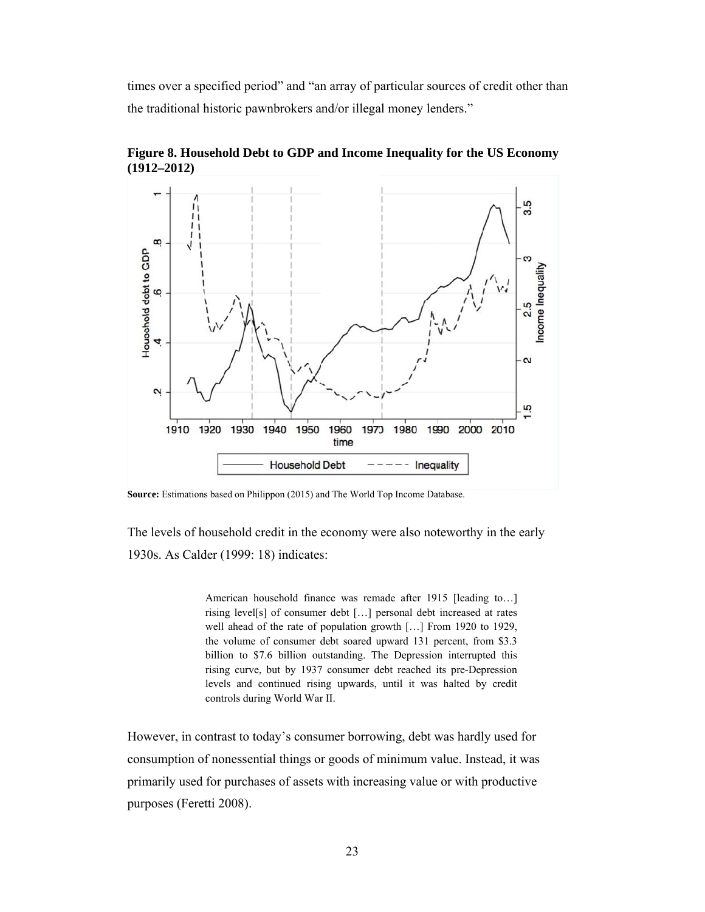times over a specified period" and "an array of particular sources of credit other than the traditional historic pawnbrokers and/or illegal money lenders."

**Figure 8. Household Debt to GDP and Income Inequality for the US Economy (1912–2012)**

**Source:** Estimations based on Philippon (2015) and The World Top Income Database.

The levels of household credit in the economy were also noteworthy in the early 1930s. As Calder (1999: 18) indicates:

> American household finance was remade after 1915 [leading to…] rising level[s] of consumer debt […] personal debt increased at rates well ahead of the rate of population growth […] From 1920 to 1929, the volume of consumer debt soared upward 131 percent, from $3.3 billion to $7.6 billion outstanding. The Depression interrupted this rising curve, but by 1937 consumer debt reached its pre-Depression levels and continued rising upwards, until it was halted by credit controls during World War II.

However, in contrast to today's consumer borrowing, debt was hardly used for consumption of nonessential things or goods of minimum value. Instead, it was primarily used for purchases of assets with increasing value or with productive purposes (Feretti 2008).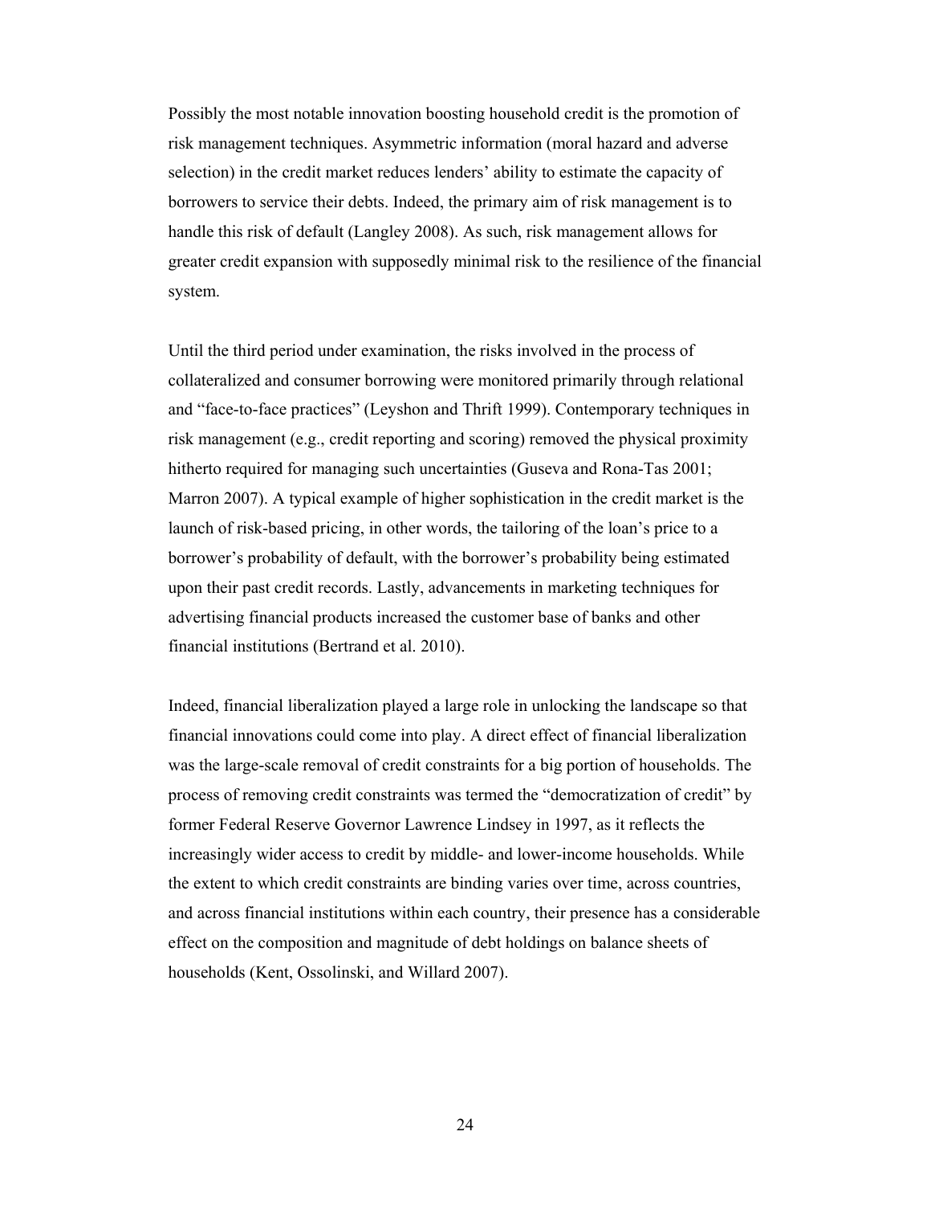Possibly the most notable innovation boosting household credit is the promotion of risk management techniques. Asymmetric information (moral hazard and adverse selection) in the credit market reduces lenders' ability to estimate the capacity of borrowers to service their debts. Indeed, the primary aim of risk management is to handle this risk of default (Langley 2008). As such, risk management allows for greater credit expansion with supposedly minimal risk to the resilience of the financial system.

Until the third period under examination, the risks involved in the process of collateralized and consumer borrowing were monitored primarily through relational and "face-to-face practices" (Leyshon and Thrift 1999). Contemporary techniques in risk management (e.g., credit reporting and scoring) removed the physical proximity hitherto required for managing such uncertainties (Guseva and Rona-Tas 2001; Marron 2007). A typical example of higher sophistication in the credit market is the launch of risk-based pricing, in other words, the tailoring of the loan's price to a borrower's probability of default, with the borrower's probability being estimated upon their past credit records. Lastly, advancements in marketing techniques for advertising financial products increased the customer base of banks and other financial institutions (Bertrand et al. 2010).

Indeed, financial liberalization played a large role in unlocking the landscape so that financial innovations could come into play. A direct effect of financial liberalization was the large-scale removal of credit constraints for a big portion of households. The process of removing credit constraints was termed the "democratization of credit" by former Federal Reserve Governor Lawrence Lindsey in 1997, as it reflects the increasingly wider access to credit by middle- and lower-income households. While the extent to which credit constraints are binding varies over time, across countries, and across financial institutions within each country, their presence has a considerable effect on the composition and magnitude of debt holdings on balance sheets of households (Kent, Ossolinski, and Willard 2007).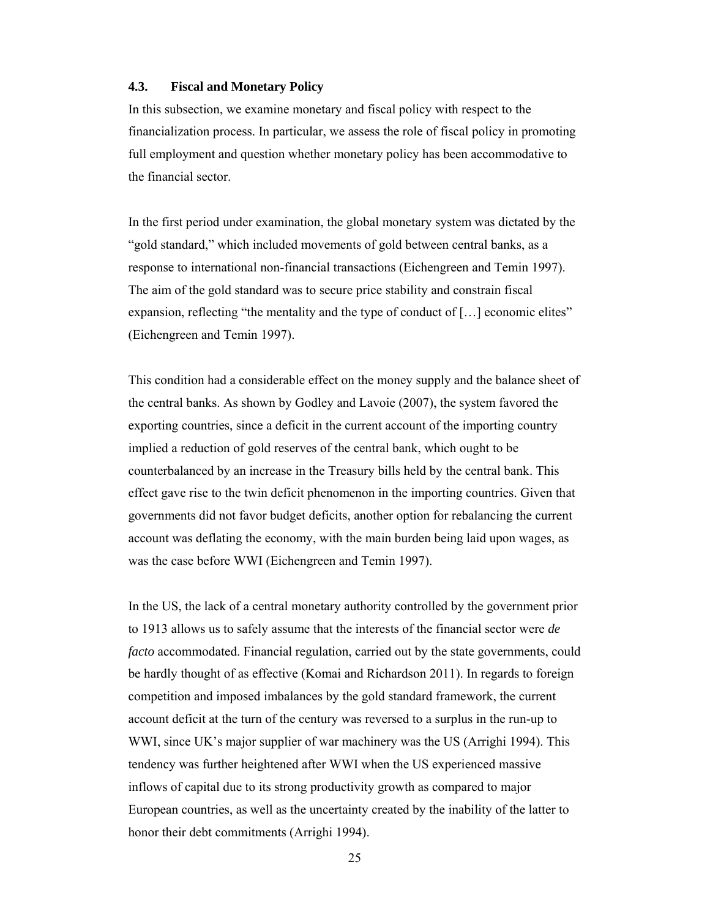### 4.3. Fiscal and Monetary Policy

In this subsection, we examine monetary and fiscal policy with respect to the financialization process. In particular, we assess the role of fiscal policy in promoting full employment and question whether monetary policy has been accommodative to the financial sector.

In the first period under examination, the global monetary system was dictated by the "gold standard," which included movements of gold between central banks, as a response to international non-financial transactions (Eichengreen and Temin 1997). The aim of the gold standard was to secure price stability and constrain fiscal expansion, reflecting "the mentality and the type of conduct of […] economic elites" (Eichengreen and Temin 1997).

This condition had a considerable effect on the money supply and the balance sheet of the central banks. As shown by Godley and Lavoie (2007), the system favored the exporting countries, since a deficit in the current account of the importing country implied a reduction of gold reserves of the central bank, which ought to be counterbalanced by an increase in the Treasury bills held by the central bank. This effect gave rise to the twin deficit phenomenon in the importing countries. Given that governments did not favor budget deficits, another option for rebalancing the current account was deflating the economy, with the main burden being laid upon wages, as was the case before WWI (Eichengreen and Temin 1997).

In the US, the lack of a central monetary authority controlled by the government prior to 1913 allows us to safely assume that the interests of the financial sector were *de facto* accommodated. Financial regulation, carried out by the state governments, could be hardly thought of as effective (Komai and Richardson 2011). In regards to foreign competition and imposed imbalances by the gold standard framework, the current account deficit at the turn of the century was reversed to a surplus in the run-up to WWI, since UK's major supplier of war machinery was the US (Arrighi 1994). This tendency was further heightened after WWI when the US experienced massive inflows of capital due to its strong productivity growth as compared to major European countries, as well as the uncertainty created by the inability of the latter to honor their debt commitments (Arrighi 1994).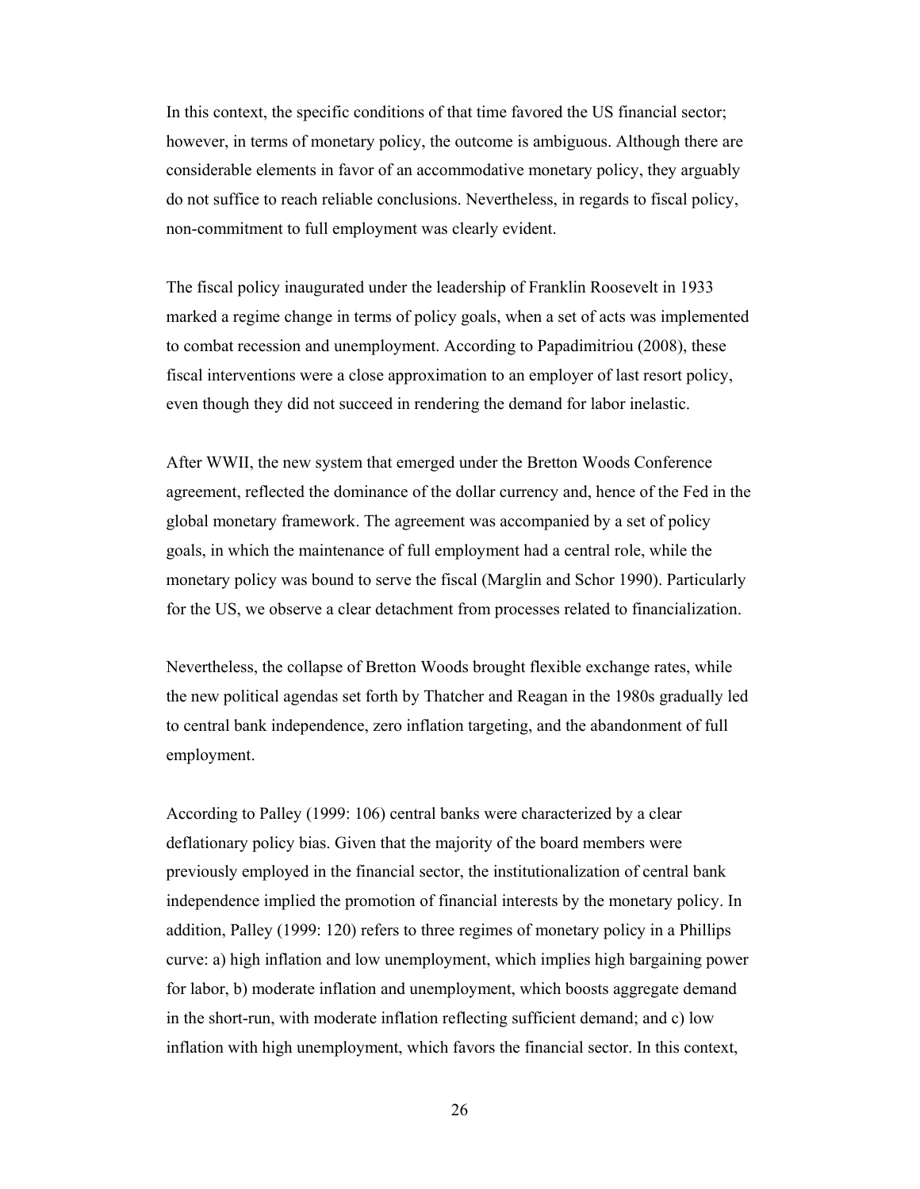In this context, the specific conditions of that time favored the US financial sector; however, in terms of monetary policy, the outcome is ambiguous. Although there are considerable elements in favor of an accommodative monetary policy, they arguably do not suffice to reach reliable conclusions. Nevertheless, in regards to fiscal policy, non-commitment to full employment was clearly evident.

The fiscal policy inaugurated under the leadership of Franklin Roosevelt in 1933 marked a regime change in terms of policy goals, when a set of acts was implemented to combat recession and unemployment. According to Papadimitriou (2008), these fiscal interventions were a close approximation to an employer of last resort policy, even though they did not succeed in rendering the demand for labor inelastic.

After WWII, the new system that emerged under the Bretton Woods Conference agreement, reflected the dominance of the dollar currency and, hence of the Fed in the global monetary framework. The agreement was accompanied by a set of policy goals, in which the maintenance of full employment had a central role, while the monetary policy was bound to serve the fiscal (Marglin and Schor 1990). Particularly for the US, we observe a clear detachment from processes related to financialization.

Nevertheless, the collapse of Bretton Woods brought flexible exchange rates, while the new political agendas set forth by Thatcher and Reagan in the 1980s gradually led to central bank independence, zero inflation targeting, and the abandonment of full employment.

According to Palley (1999: 106) central banks were characterized by a clear deflationary policy bias. Given that the majority of the board members were previously employed in the financial sector, the institutionalization of central bank independence implied the promotion of financial interests by the monetary policy. In addition, Palley (1999: 120) refers to three regimes of monetary policy in a Phillips curve: a) high inflation and low unemployment, which implies high bargaining power for labor, b) moderate inflation and unemployment, which boosts aggregate demand in the short-run, with moderate inflation reflecting sufficient demand; and c) low inflation with high unemployment, which favors the financial sector. In this context,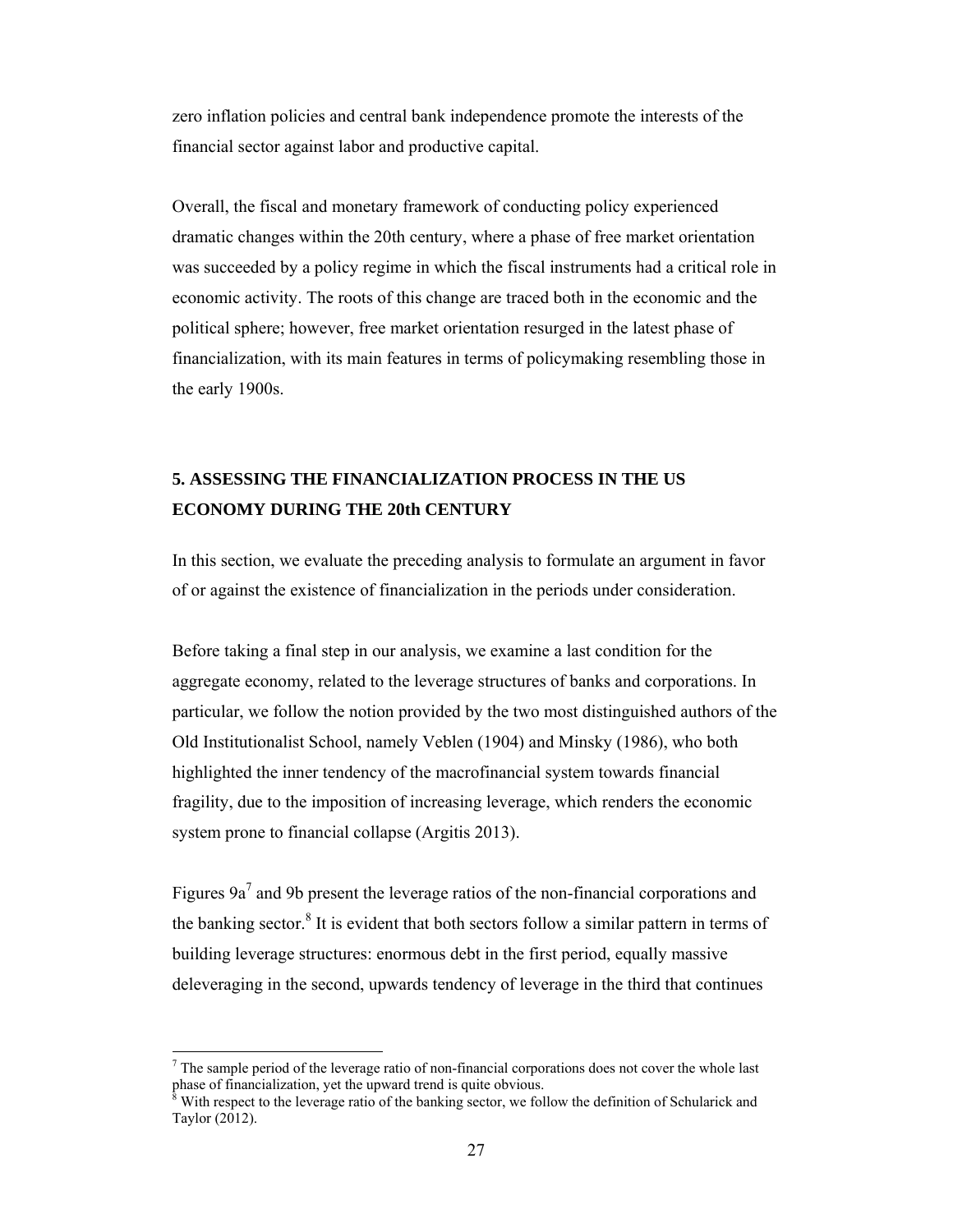zero inflation policies and central bank independence promote the interests of the financial sector against labor and productive capital.

Overall, the fiscal and monetary framework of conducting policy experienced dramatic changes within the 20th century, where a phase of free market orientation was succeeded by a policy regime in which the fiscal instruments had a critical role in economic activity. The roots of this change are traced both in the economic and the political sphere; however, free market orientation resurged in the latest phase of financialization, with its main features in terms of policymaking resembling those in the early 1900s.

## 5. ASSESSING THE FINANCIALIZATION PROCESS IN THE US ECONOMY DURING THE 20th CENTURY

In this section, we evaluate the preceding analysis to formulate an argument in favor of or against the existence of financialization in the periods under consideration.

Before taking a final step in our analysis, we examine a last condition for the aggregate economy, related to the leverage structures of banks and corporations. In particular, we follow the notion provided by the two most distinguished authors of the Old Institutionalist School, namely Veblen (1904) and Minsky (1986), who both highlighted the inner tendency of the macrofinancial system towards financial fragility, due to the imposition of increasing leverage, which renders the economic system prone to financial collapse (Argitis 2013).

Figures 9a[7] and 9b present the leverage ratios of the non-financial corporations and the banking sector.[8] It is evident that both sectors follow a similar pattern in terms of building leverage structures: enormous debt in the first period, equally massive deleveraging in the second, upwards tendency of leverage in the third that continues

[7] The sample period of the leverage ratio of non-financial corporations does not cover the whole last phase of financialization, yet the upward trend is quite obvious.

[8] With respect to the leverage ratio of the banking sector, we follow the definition of Schularick and Taylor (2012).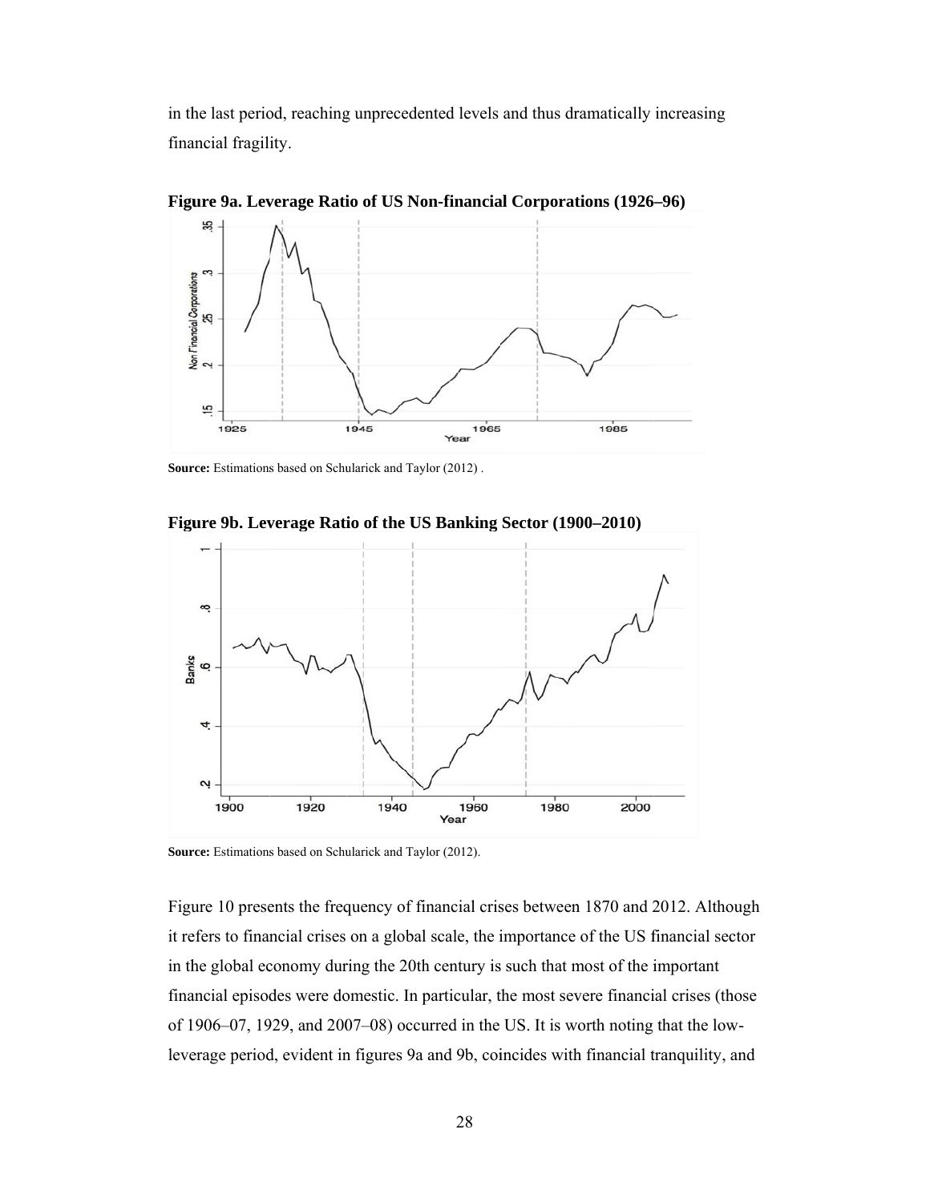in the last period, reaching unprecedented levels and thus dramatically increasing financial fragility.

**Figure 9a. Leverage Ratio of US Non-financial Corporations (1926–96)**

**Source:** Estimations based on Schularick and Taylor (2012) .

**Figure 9b. Leverage Ratio of the US Banking Sector (1900–2010)**

**Source:** Estimations based on Schularick and Taylor (2012).

Figure 10 presents the frequency of financial crises between 1870 and 2012. Although it refers to financial crises on a global scale, the importance of the US financial sector in the global economy during the 20th century is such that most of the important financial episodes were domestic. In particular, the most severe financial crises (those of 1906–07, 1929, and 2007–08) occurred in the US. It is worth noting that the low-leverage period, evident in figures 9a and 9b, coincides with financial tranquility, and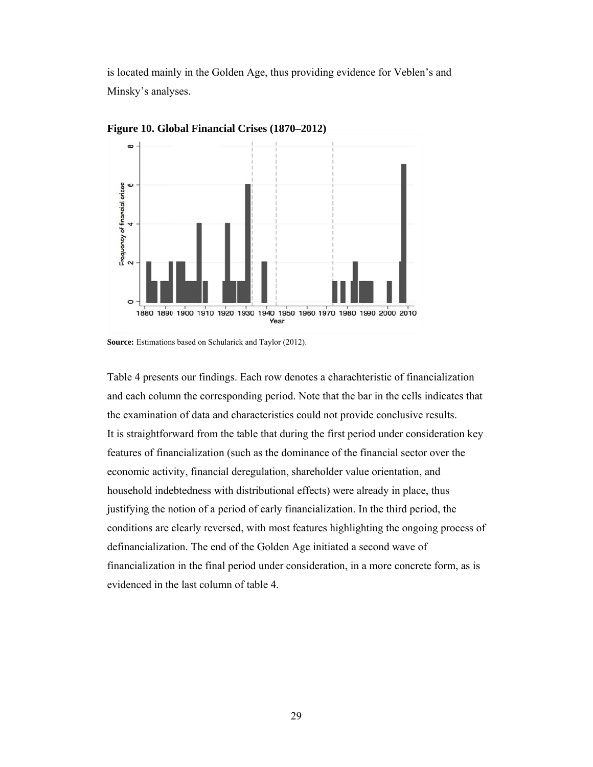is located mainly in the Golden Age, thus providing evidence for Veblen's and Minsky's analyses.

**Figure 10. Global Financial Crises (1870–2012)**

**Source:** Estimations based on Schularick and Taylor (2012).

Table 4 presents our findings. Each row denotes a charachteristic of financialization and each column the corresponding period. Note that the bar in the cells indicates that the examination of data and characteristics could not provide conclusive results. It is straightforward from the table that during the first period under consideration key features of financialization (such as the dominance of the financial sector over the economic activity, financial deregulation, shareholder value orientation, and household indebtedness with distributional effects) were already in place, thus justifying the notion of a period of early financialization. In the third period, the conditions are clearly reversed, with most features highlighting the ongoing process of definancialization. The end of the Golden Age initiated a second wave of financialization in the final period under consideration, in a more concrete form, as is evidenced in the last column of table 4.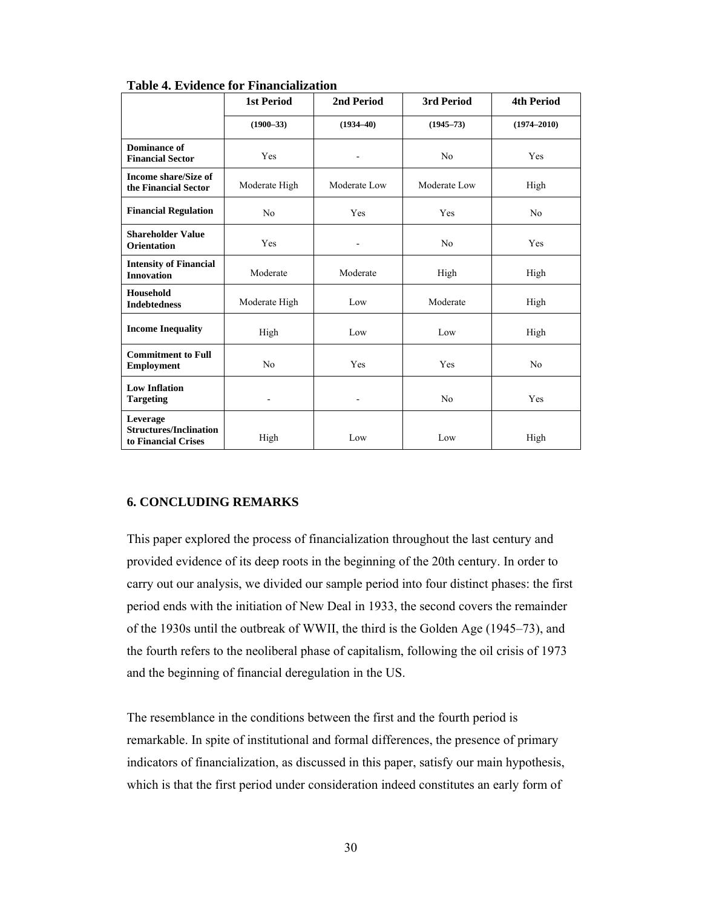**Table 4. Evidence for Financialization**

| | 1st Period | 2nd Period | 3rd Period | 4th Period |
|---|---|---|---|---|
| | (1900–33) | (1934–40) | (1945–73) | (1974–2010) |
| **Dominance of Financial Sector** | Yes | - | No | Yes |
| **Income share/Size of the Financial Sector** | Moderate High | Moderate Low | Moderate Low | High |
| **Financial Regulation** | No | Yes | Yes | No |
| **Shareholder Value Orientation** | Yes | - | No | Yes |
| **Intensity of Financial Innovation** | Moderate | Moderate | High | High |
| **Household Indebtedness** | Moderate High | Low | Moderate | High |
| **Income Inequality** | High | Low | Low | High |
| **Commitment to Full Employment** | No | Yes | Yes | No |
| **Low Inflation Targeting** | - | - | No | Yes |
| **Leverage Structures/Inclination to Financial Crises** | High | Low | Low | High |

## 6. CONCLUDING REMARKS

This paper explored the process of financialization throughout the last century and provided evidence of its deep roots in the beginning of the 20th century. In order to carry out our analysis, we divided our sample period into four distinct phases: the first period ends with the initiation of New Deal in 1933, the second covers the remainder of the 1930s until the outbreak of WWII, the third is the Golden Age (1945–73), and the fourth refers to the neoliberal phase of capitalism, following the oil crisis of 1973 and the beginning of financial deregulation in the US.

The resemblance in the conditions between the first and the fourth period is remarkable. In spite of institutional and formal differences, the presence of primary indicators of financialization, as discussed in this paper, satisfy our main hypothesis, which is that the first period under consideration indeed constitutes an early form of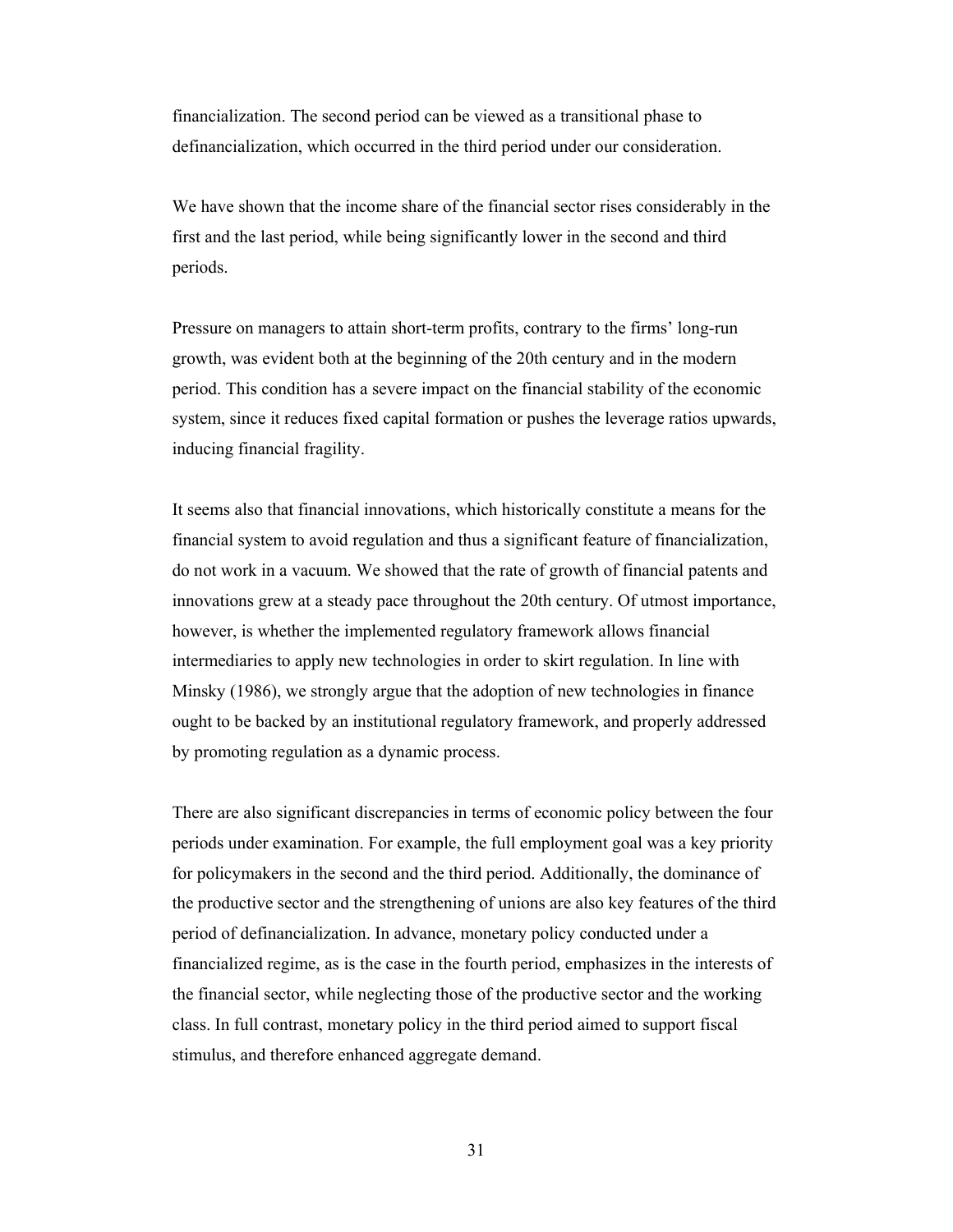financialization. The second period can be viewed as a transitional phase to definancialization, which occurred in the third period under our consideration.

We have shown that the income share of the financial sector rises considerably in the first and the last period, while being significantly lower in the second and third periods.

Pressure on managers to attain short-term profits, contrary to the firms' long-run growth, was evident both at the beginning of the 20th century and in the modern period. This condition has a severe impact on the financial stability of the economic system, since it reduces fixed capital formation or pushes the leverage ratios upwards, inducing financial fragility.

It seems also that financial innovations, which historically constitute a means for the financial system to avoid regulation and thus a significant feature of financialization, do not work in a vacuum. We showed that the rate of growth of financial patents and innovations grew at a steady pace throughout the 20th century. Of utmost importance, however, is whether the implemented regulatory framework allows financial intermediaries to apply new technologies in order to skirt regulation. In line with Minsky (1986), we strongly argue that the adoption of new technologies in finance ought to be backed by an institutional regulatory framework, and properly addressed by promoting regulation as a dynamic process.

There are also significant discrepancies in terms of economic policy between the four periods under examination. For example, the full employment goal was a key priority for policymakers in the second and the third period. Additionally, the dominance of the productive sector and the strengthening of unions are also key features of the third period of definancialization. In advance, monetary policy conducted under a financialized regime, as is the case in the fourth period, emphasizes in the interests of the financial sector, while neglecting those of the productive sector and the working class. In full contrast, monetary policy in the third period aimed to support fiscal stimulus, and therefore enhanced aggregate demand.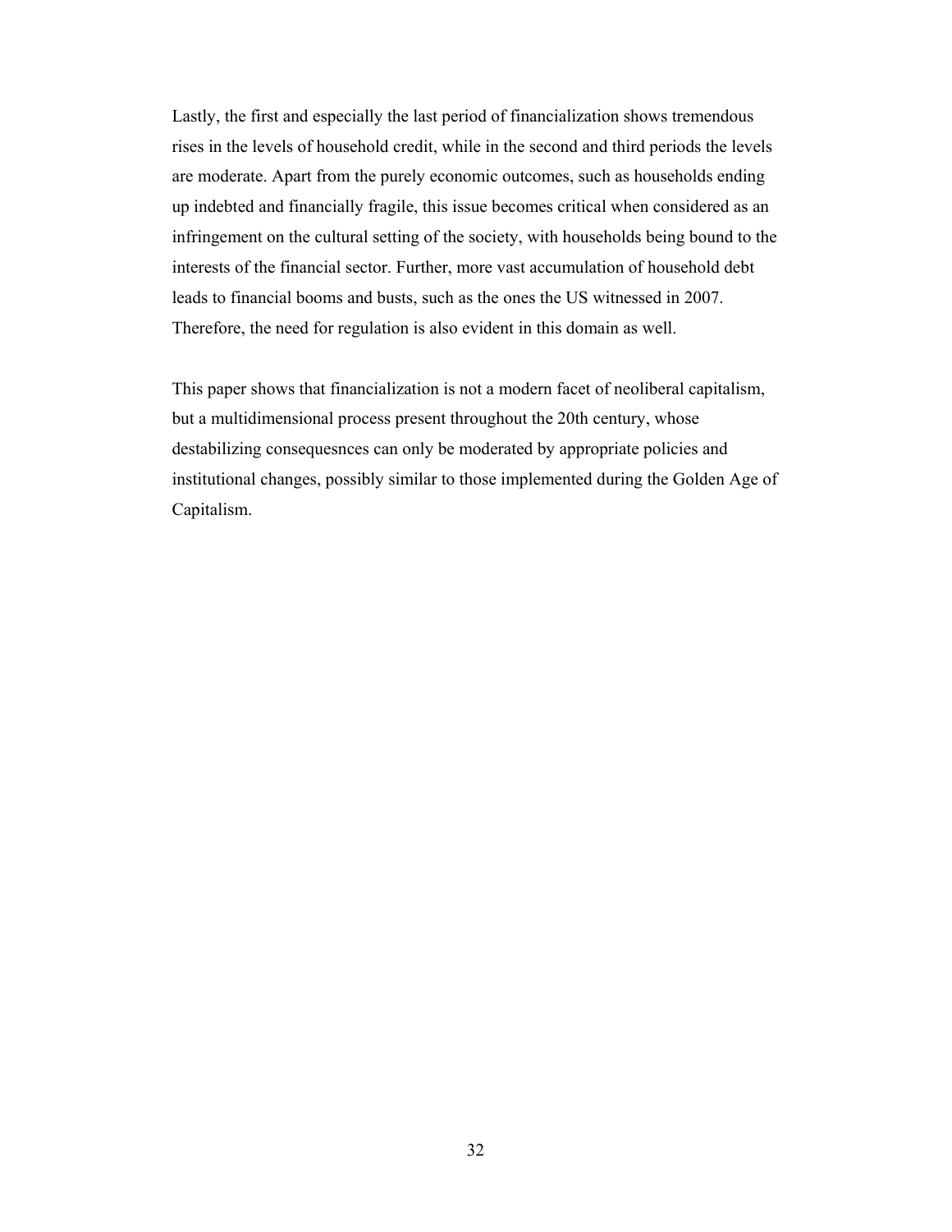Lastly, the first and especially the last period of financialization shows tremendous rises in the levels of household credit, while in the second and third periods the levels are moderate. Apart from the purely economic outcomes, such as households ending up indebted and financially fragile, this issue becomes critical when considered as an infringement on the cultural setting of the society, with households being bound to the interests of the financial sector. Further, more vast accumulation of household debt leads to financial booms and busts, such as the ones the US witnessed in 2007. Therefore, the need for regulation is also evident in this domain as well.

This paper shows that financialization is not a modern facet of neoliberal capitalism, but a multidimensional process present throughout the 20th century, whose destabilizing consequesnces can only be moderated by appropriate policies and institutional changes, possibly similar to those implemented during the Golden Age of Capitalism.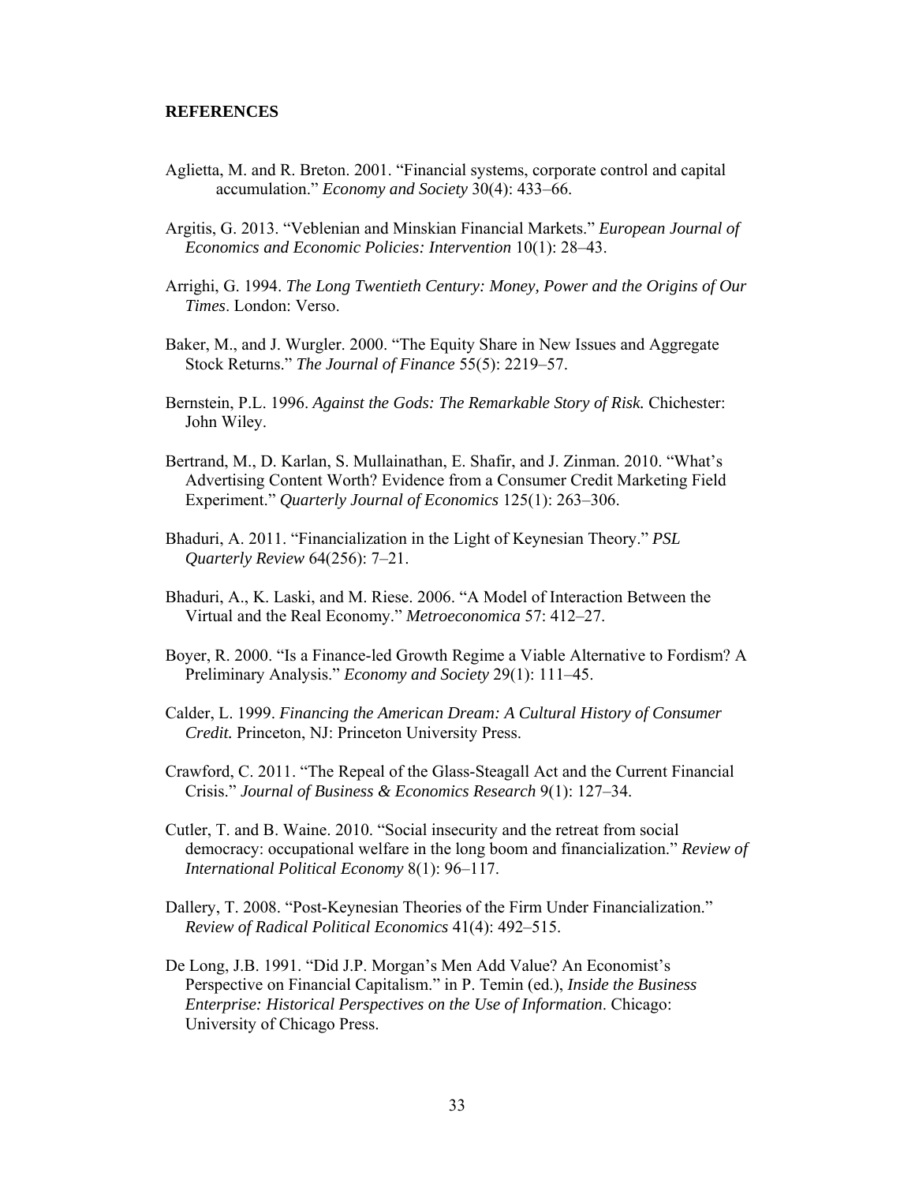**REFERENCES**

Aglietta, M. and R. Breton. 2001. "Financial systems, corporate control and capital accumulation." *Economy and Society* 30(4): 433–66.

Argitis, G. 2013. "Veblenian and Minskian Financial Markets." *European Journal of Economics and Economic Policies: Intervention* 10(1): 28–43.

Arrighi, G. 1994. *The Long Twentieth Century: Money, Power and the Origins of Our Times*. London: Verso.

Baker, M., and J. Wurgler. 2000. "The Equity Share in New Issues and Aggregate Stock Returns." *The Journal of Finance* 55(5): 2219–57.

Bernstein, P.L. 1996. *Against the Gods: The Remarkable Story of Risk.* Chichester: John Wiley.

Bertrand, M., D. Karlan, S. Mullainathan, E. Shafir, and J. Zinman. 2010. "What's Advertising Content Worth? Evidence from a Consumer Credit Marketing Field Experiment." *Quarterly Journal of Economics* 125(1): 263–306.

Bhaduri, A. 2011. "Financialization in the Light of Keynesian Theory." *PSL Quarterly Review* 64(256): 7–21.

Bhaduri, A., K. Laski, and M. Riese. 2006. "A Model of Interaction Between the Virtual and the Real Economy." *Metroeconomica* 57: 412–27.

Boyer, R. 2000. "Is a Finance-led Growth Regime a Viable Alternative to Fordism? A Preliminary Analysis." *Economy and Society* 29(1): 111–45.

Calder, L. 1999. *Financing the American Dream: A Cultural History of Consumer Credit.* Princeton, NJ: Princeton University Press.

Crawford, C. 2011. "The Repeal of the Glass-Steagall Act and the Current Financial Crisis." *Journal of Business & Economics Research* 9(1): 127–34.

Cutler, T. and B. Waine. 2010. "Social insecurity and the retreat from social democracy: occupational welfare in the long boom and financialization." *Review of International Political Economy* 8(1): 96–117.

Dallery, T. 2008. "Post-Keynesian Theories of the Firm Under Financialization." *Review of Radical Political Economics* 41(4): 492–515.

De Long, J.B. 1991. "Did J.P. Morgan's Men Add Value? An Economist's Perspective on Financial Capitalism." in P. Temin (ed.), *Inside the Business Enterprise: Historical Perspectives on the Use of Information*. Chicago: University of Chicago Press.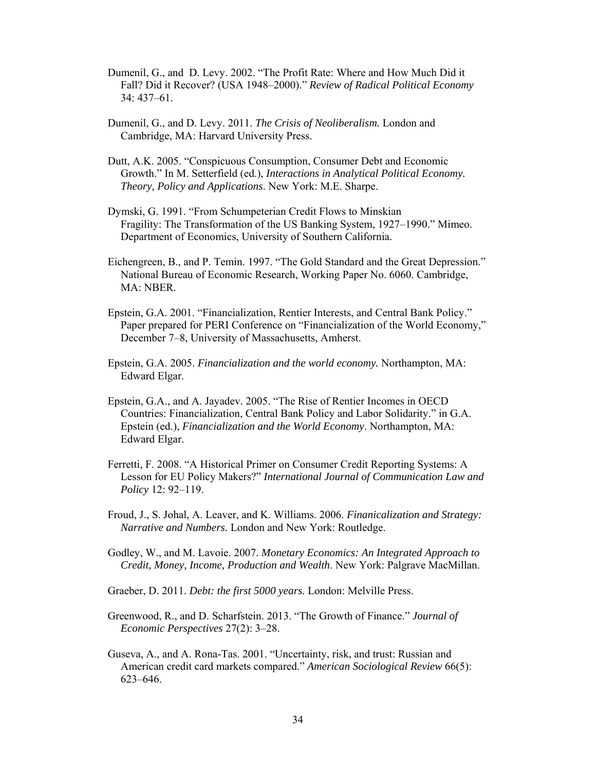Dumenil, G., and D. Levy. 2002. "The Profit Rate: Where and How Much Did it Fall? Did it Recover? (USA 1948–2000)." *Review of Radical Political Economy* 34: 437–61.

Dumenil, G., and D. Levy. 2011. *The Crisis of Neoliberalism.* London and Cambridge, MA: Harvard University Press.

Dutt, A.K. 2005. "Conspicuous Consumption, Consumer Debt and Economic Growth." In M. Setterfield (ed.), *Interactions in Analytical Political Economy. Theory, Policy and Applications*. New York: M.E. Sharpe.

Dymski, G. 1991. "From Schumpeterian Credit Flows to Minskian Fragility: The Transformation of the US Banking System, 1927–1990." Mimeo. Department of Economics, University of Southern California.

Eichengreen, B., and P. Temin. 1997. "The Gold Standard and the Great Depression." National Bureau of Economic Research, Working Paper No. 6060. Cambridge, MA: NBER.

Epstein, G.A. 2001. "Financialization, Rentier Interests, and Central Bank Policy." Paper prepared for PERI Conference on "Financialization of the World Economy," December 7–8, University of Massachusetts, Amherst.

Epstein, G.A. 2005. *Financialization and the world economy.* Northampton, MA: Edward Elgar.

Epstein, G.A., and A. Jayadev. 2005. "The Rise of Rentier Incomes in OECD Countries: Financialization, Central Bank Policy and Labor Solidarity." in G.A. Epstein (ed.), *Financialization and the World Economy*. Northampton, MA: Edward Elgar.

Ferretti, F. 2008. "A Historical Primer on Consumer Credit Reporting Systems: A Lesson for EU Policy Makers?" *International Journal of Communication Law and Policy* 12: 92–119.

Froud, J., S. Johal, A. Leaver, and K. Williams. 2006. *Finanicalization and Strategy: Narrative and Numbers.* London and New York: Routledge.

Godley, W., and M. Lavoie. 2007. *Monetary Economics: An Integrated Approach to Credit, Money, Income, Production and Wealth*. New York: Palgrave MacMillan.

Graeber, D. 2011. *Debt: the first 5000 years.* London: Melville Press.

Greenwood, R., and D. Scharfstein. 2013. "The Growth of Finance." *Journal of Economic Perspectives* 27(2): 3–28.

Guseva, A., and A. Rona-Tas. 2001. "Uncertainty, risk, and trust: Russian and American credit card markets compared." *American Sociological Review* 66(5): 623–646.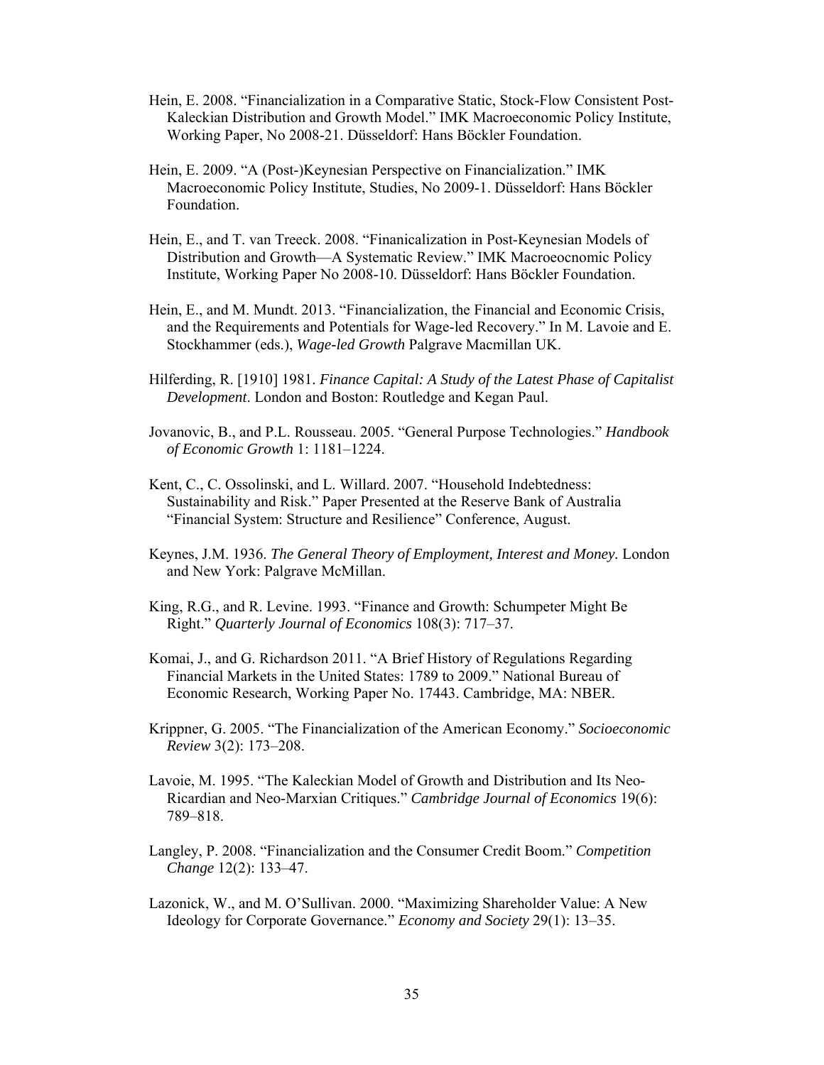Hein, E. 2008. "Financialization in a Comparative Static, Stock-Flow Consistent Post-Kaleckian Distribution and Growth Model." IMK Macroeconomic Policy Institute, Working Paper, No 2008-21. Düsseldorf: Hans Böckler Foundation.

Hein, E. 2009. "A (Post-)Keynesian Perspective on Financialization." IMK Macroeconomic Policy Institute, Studies, No 2009-1. Düsseldorf: Hans Böckler Foundation.

Hein, E., and T. van Treeck. 2008. "Finanicalization in Post-Keynesian Models of Distribution and Growth—A Systematic Review." IMK Macroeocnomic Policy Institute, Working Paper No 2008-10. Düsseldorf: Hans Böckler Foundation.

Hein, E., and M. Mundt. 2013. "Financialization, the Financial and Economic Crisis, and the Requirements and Potentials for Wage-led Recovery." In M. Lavoie and E. Stockhammer (eds.), *Wage-led Growth* Palgrave Macmillan UK.

Hilferding, R. [1910] 1981. *Finance Capital: A Study of the Latest Phase of Capitalist Development*. London and Boston: Routledge and Kegan Paul.

Jovanovic, B., and P.L. Rousseau. 2005. "General Purpose Technologies." *Handbook of Economic Growth* 1: 1181–1224.

Kent, C., C. Ossolinski, and L. Willard. 2007. "Household Indebtedness: Sustainability and Risk." Paper Presented at the Reserve Bank of Australia "Financial System: Structure and Resilience" Conference, August.

Keynes, J.M. 1936. *The General Theory of Employment, Interest and Money.* London and New York: Palgrave McMillan.

King, R.G., and R. Levine. 1993. "Finance and Growth: Schumpeter Might Be Right." *Quarterly Journal of Economics* 108(3): 717–37.

Komai, J., and G. Richardson 2011. "A Brief History of Regulations Regarding Financial Markets in the United States: 1789 to 2009." National Bureau of Economic Research, Working Paper No. 17443. Cambridge, MA: NBER.

Krippner, G. 2005. "The Financialization of the American Economy." *Socioeconomic Review* 3(2): 173–208.

Lavoie, M. 1995. "The Kaleckian Model of Growth and Distribution and Its Neo-Ricardian and Neo-Marxian Critiques." *Cambridge Journal of Economics* 19(6): 789–818.

Langley, P. 2008. "Financialization and the Consumer Credit Boom." *Competition Change* 12(2): 133–47.

Lazonick, W., and M. O'Sullivan. 2000. "Maximizing Shareholder Value: A New Ideology for Corporate Governance." *Economy and Society* 29(1): 13–35.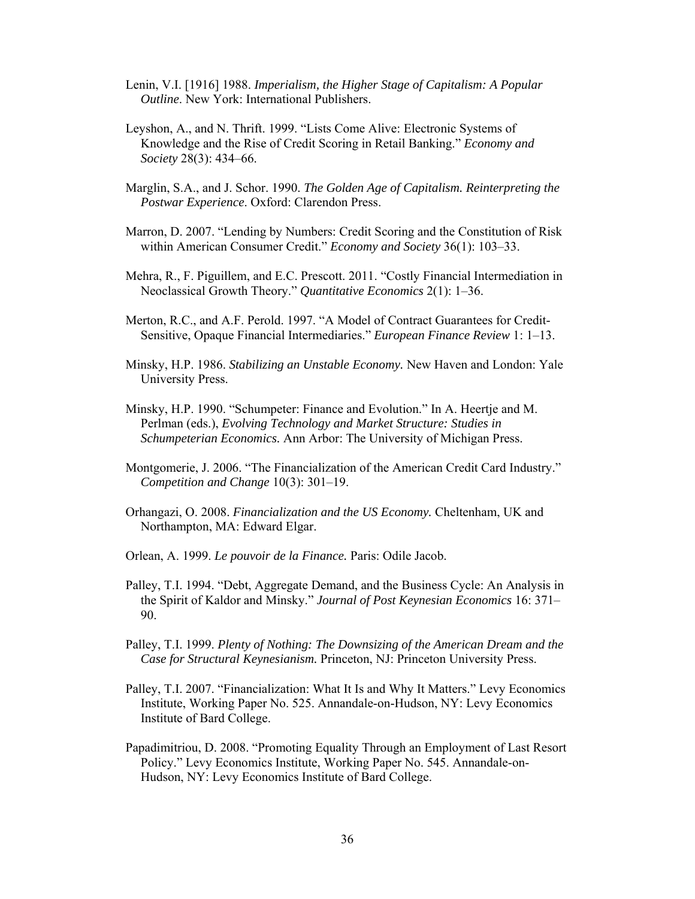Lenin, V.I. [1916] 1988. *Imperialism, the Higher Stage of Capitalism: A Popular Outline*. New York: International Publishers.

Leyshon, A., and N. Thrift. 1999. "Lists Come Alive: Electronic Systems of Knowledge and the Rise of Credit Scoring in Retail Banking." *Economy and Society* 28(3): 434–66.

Marglin, S.A., and J. Schor. 1990. *The Golden Age of Capitalism. Reinterpreting the Postwar Experience*. Oxford: Clarendon Press.

Marron, D. 2007. "Lending by Numbers: Credit Scoring and the Constitution of Risk within American Consumer Credit." *Economy and Society* 36(1): 103–33.

Mehra, R., F. Piguillem, and E.C. Prescott. 2011. "Costly Financial Intermediation in Neoclassical Growth Theory." *Quantitative Economics* 2(1): 1–36.

Merton, R.C., and A.F. Perold. 1997. "A Model of Contract Guarantees for Credit-Sensitive, Opaque Financial Intermediaries." *European Finance Review* 1: 1–13.

Minsky, H.P. 1986. *Stabilizing an Unstable Economy.* New Haven and London: Yale University Press.

Minsky, H.P. 1990. "Schumpeter: Finance and Evolution." In A. Heertje and M. Perlman (eds.), *Evolving Technology and Market Structure: Studies in Schumpeterian Economics.* Ann Arbor: The University of Michigan Press.

Montgomerie, J. 2006. "The Financialization of the American Credit Card Industry." *Competition and Change* 10(3): 301–19.

Orhangazi, O. 2008. *Financialization and the US Economy.* Cheltenham, UK and Northampton, MA: Edward Elgar.

Orlean, A. 1999. *Le pouvoir de la Finance.* Paris: Odile Jacob.

Palley, T.I. 1994. "Debt, Aggregate Demand, and the Business Cycle: An Analysis in the Spirit of Kaldor and Minsky." *Journal of Post Keynesian Economics* 16: 371–90.

Palley, T.I. 1999. *Plenty of Nothing: The Downsizing of the American Dream and the Case for Structural Keynesianism.* Princeton, NJ: Princeton University Press.

Palley, T.I. 2007. "Financialization: What It Is and Why It Matters." Levy Economics Institute, Working Paper No. 525. Annandale-on-Hudson, NY: Levy Economics Institute of Bard College.

Papadimitriou, D. 2008. "Promoting Equality Through an Employment of Last Resort Policy." Levy Economics Institute, Working Paper No. 545. Annandale-on-Hudson, NY: Levy Economics Institute of Bard College.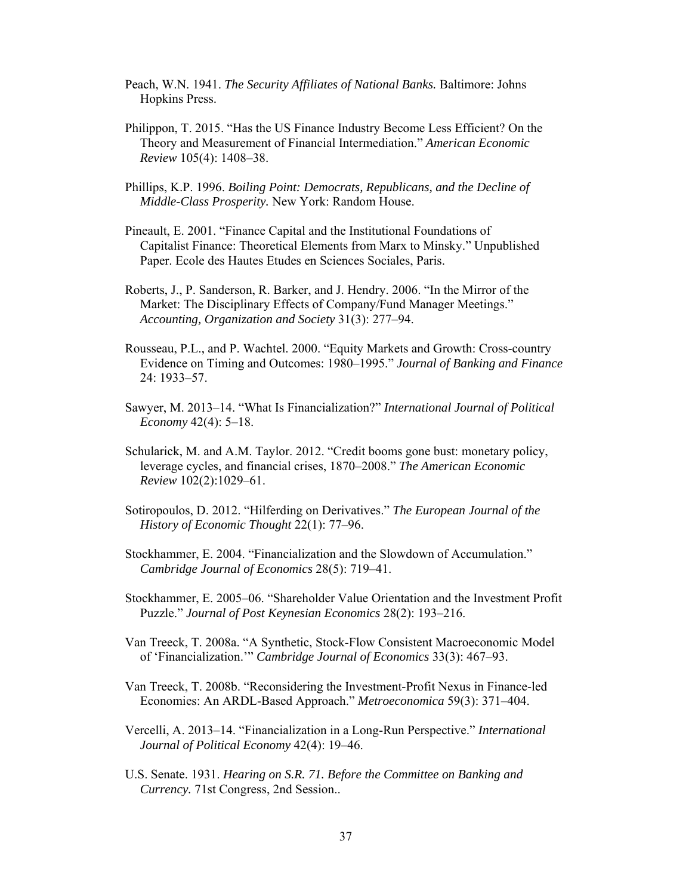Peach, W.N. 1941. *The Security Affiliates of National Banks.* Baltimore: Johns Hopkins Press.

Philippon, T. 2015. "Has the US Finance Industry Become Less Efficient? On the Theory and Measurement of Financial Intermediation." *American Economic Review* 105(4): 1408–38.

Phillips, K.P. 1996. *Boiling Point: Democrats, Republicans, and the Decline of Middle-Class Prosperity.* New York: Random House.

Pineault, E. 2001. "Finance Capital and the Institutional Foundations of Capitalist Finance: Theoretical Elements from Marx to Minsky." Unpublished Paper. Ecole des Hautes Etudes en Sciences Sociales, Paris.

Roberts, J., P. Sanderson, R. Barker, and J. Hendry. 2006. "In the Mirror of the Market: The Disciplinary Effects of Company/Fund Manager Meetings." *Accounting, Organization and Society* 31(3): 277–94.

Rousseau, P.L., and P. Wachtel. 2000. "Equity Markets and Growth: Cross-country Evidence on Timing and Outcomes: 1980–1995." *Journal of Banking and Finance* 24: 1933–57.

Sawyer, M. 2013–14. "What Is Financialization?" *International Journal of Political Economy* 42(4): 5–18.

Schularick, M. and A.M. Taylor. 2012. "Credit booms gone bust: monetary policy, leverage cycles, and financial crises, 1870–2008." *The American Economic Review* 102(2):1029–61.

Sotiropoulos, D. 2012. "Hilferding on Derivatives." *The European Journal of the History of Economic Thought* 22(1): 77–96.

Stockhammer, E. 2004. "Financialization and the Slowdown of Accumulation." *Cambridge Journal of Economics* 28(5): 719–41.

Stockhammer, E. 2005–06. "Shareholder Value Orientation and the Investment Profit Puzzle." *Journal of Post Keynesian Economics* 28(2): 193–216.

Van Treeck, T. 2008a. "A Synthetic, Stock-Flow Consistent Macroeconomic Model of 'Financialization.'" *Cambridge Journal of Economics* 33(3): 467–93.

Van Treeck, T. 2008b. "Reconsidering the Investment-Profit Nexus in Finance-led Economies: An ARDL-Based Approach." *Metroeconomica* 59(3): 371–404.

Vercelli, A. 2013–14. "Financialization in a Long-Run Perspective." *International Journal of Political Economy* 42(4): 19–46.

U.S. Senate. 1931. *Hearing on S.R. 71. Before the Committee on Banking and Currency.* 71st Congress, 2nd Session..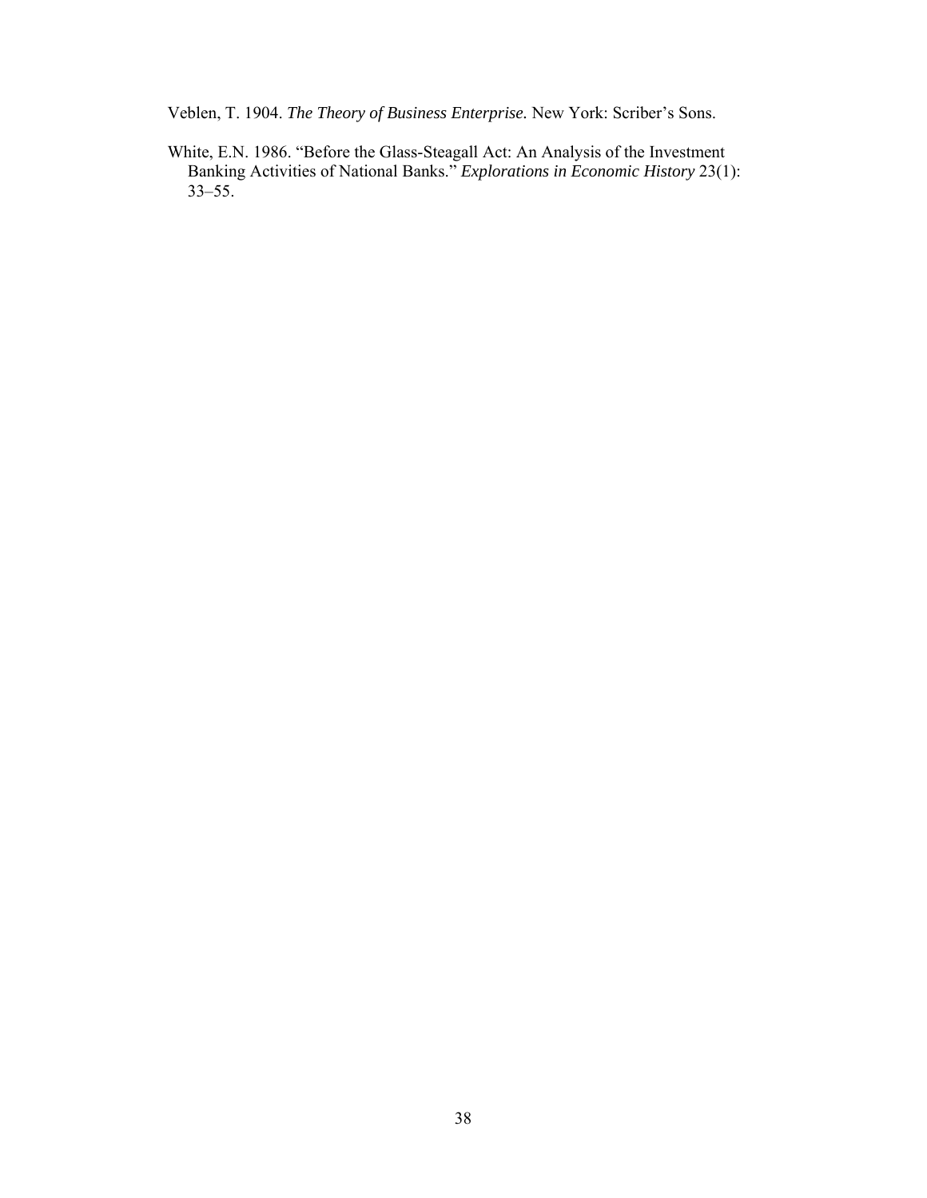Veblen, T. 1904. *The Theory of Business Enterprise.* New York: Scriber's Sons.

White, E.N. 1986. "Before the Glass-Steagall Act: An Analysis of the Investment Banking Activities of National Banks." *Explorations in Economic History* 23(1): 33–55.